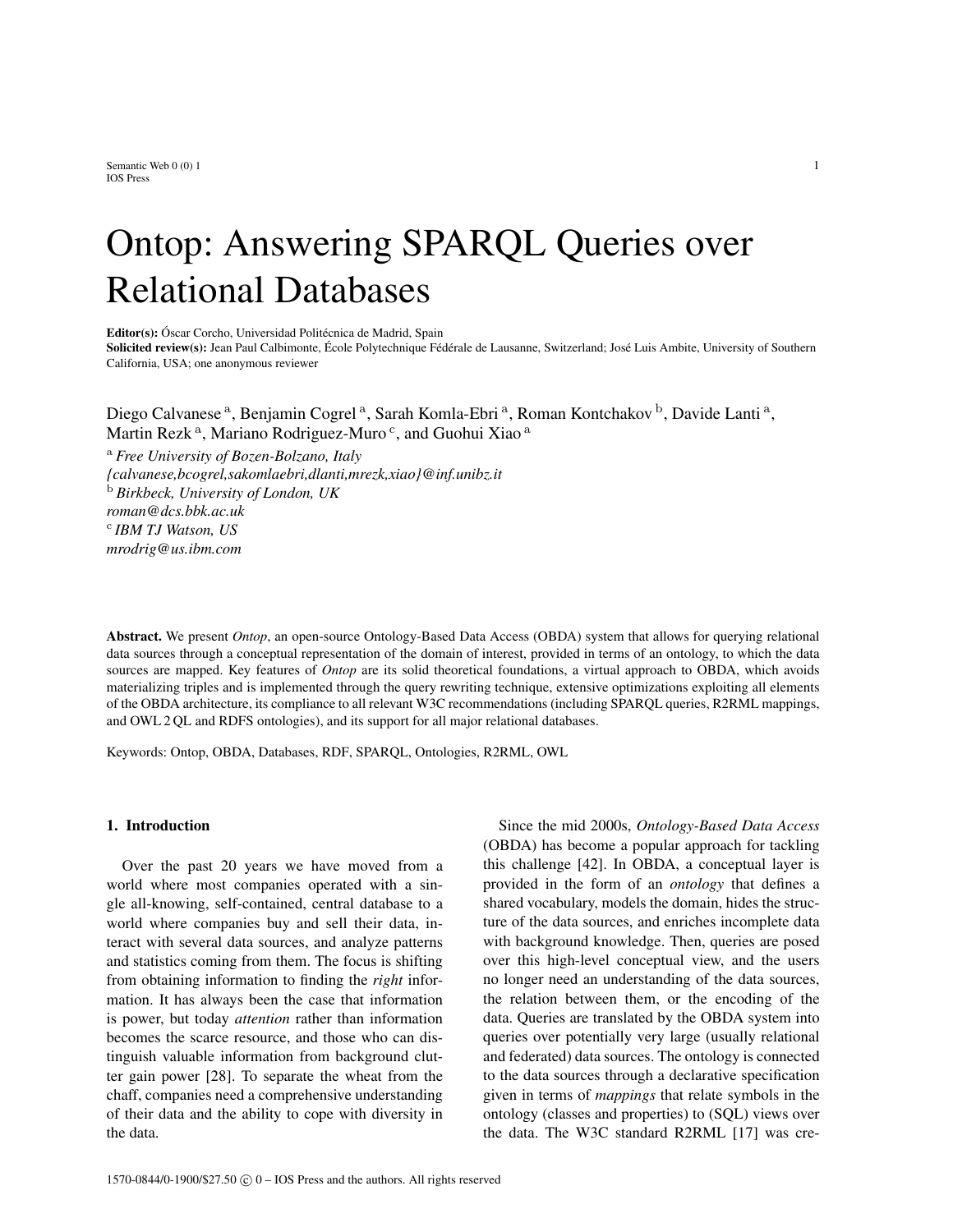# Ontop: Answering SPARQL Queries over Relational Databases

**Editor(s):** Óscar Corcho, Universidad Politécnica de Madrid, Spain
**Solicited review(s):** Jean Paul Calbimonte, École Polytechnique Fédérale de Lausanne, Switzerland; José Luis Ambite, University of Southern California, USA; one anonymous reviewer

Diego Calvanese [a], Benjamin Cogrel [a], Sarah Komla-Ebri [a], Roman Kontchakov [b], Davide Lanti [a], Martin Rezk [a], Mariano Rodriguez-Muro [c], and Guohui Xiao [a]

[a] *Free University of Bozen-Bolzano, Italy*
*{calvanese,bcogrel,sakomlaebri,dlanti,mrezk,xiao}@inf.unibz.it*
[b] *Birkbeck, University of London, UK*
*roman@dcs.bbk.ac.uk*
[c] *IBM TJ Watson, US*
*mrodrig@us.ibm.com*

**Abstract.** We present *Ontop*, an open-source Ontology-Based Data Access (OBDA) system that allows for querying relational data sources through a conceptual representation of the domain of interest, provided in terms of an ontology, to which the data sources are mapped. Key features of *Ontop* are its solid theoretical foundations, a virtual approach to OBDA, which avoids materializing triples and is implemented through the query rewriting technique, extensive optimizations exploiting all elements of the OBDA architecture, its compliance to all relevant W3C recommendations (including SPARQL queries, R2RML mappings, and OWL 2 QL and RDFS ontologies), and its support for all major relational databases.

Keywords: Ontop, OBDA, Databases, RDF, SPARQL, Ontologies, R2RML, OWL

## 1. Introduction

Over the past 20 years we have moved from a world where most companies operated with a single all-knowing, self-contained, central database to a world where companies buy and sell their data, interact with several data sources, and analyze patterns and statistics coming from them. The focus is shifting from obtaining information to finding the *right* information. It has always been the case that information is power, but today *attention* rather than information becomes the scarce resource, and those who can distinguish valuable information from background clutter gain power [28]. To separate the wheat from the chaff, companies need a comprehensive understanding of their data and the ability to cope with diversity in the data.

Since the mid 2000s, *Ontology-Based Data Access* (OBDA) has become a popular approach for tackling this challenge [42]. In OBDA, a conceptual layer is provided in the form of an *ontology* that defines a shared vocabulary, models the domain, hides the structure of the data sources, and enriches incomplete data with background knowledge. Then, queries are posed over this high-level conceptual view, and the users no longer need an understanding of the data sources, the relation between them, or the encoding of the data. Queries are translated by the OBDA system into queries over potentially very large (usually relational and federated) data sources. The ontology is connected to the data sources through a declarative specification given in terms of *mappings* that relate symbols in the ontology (classes and properties) to (SQL) views over the data. The W3C standard R2RML [17] was cre-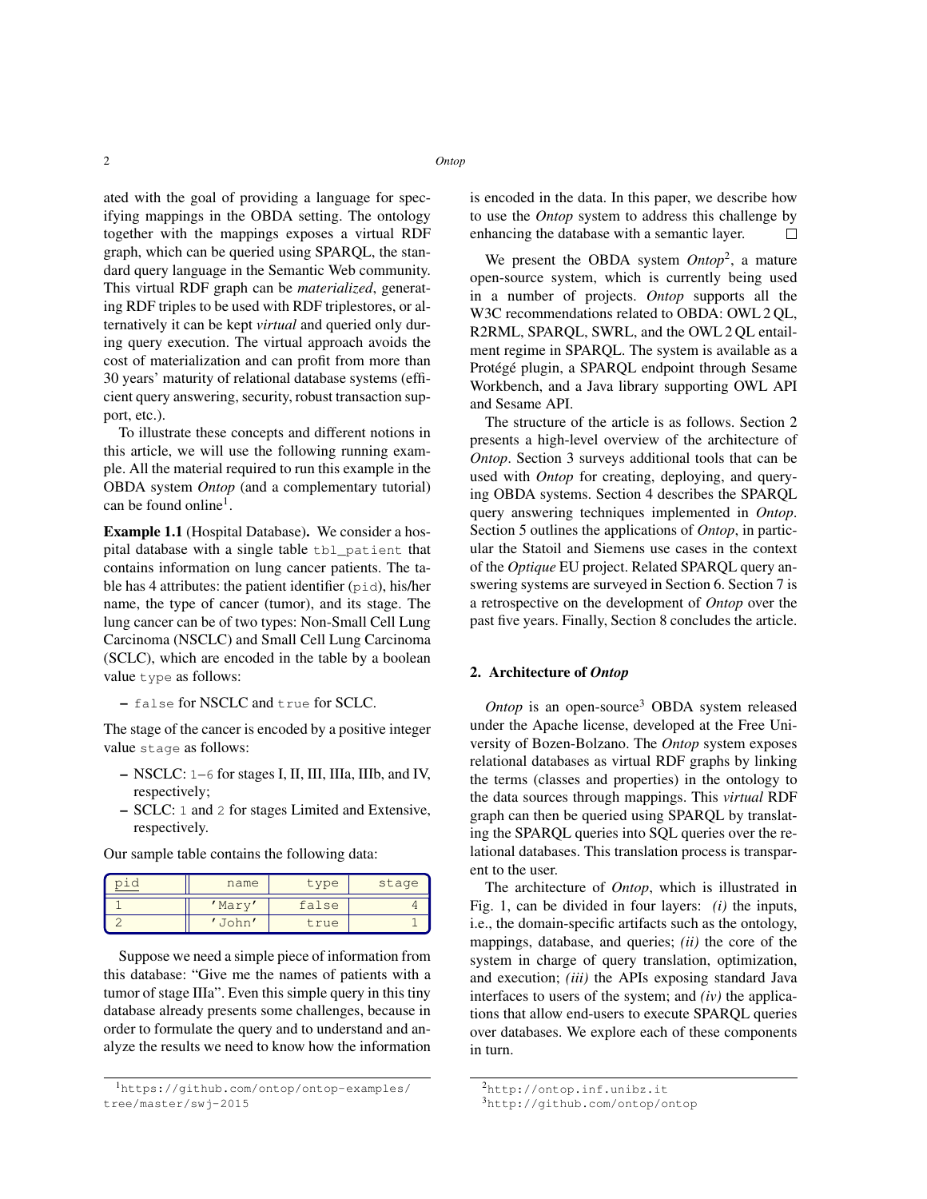ated with the goal of providing a language for specifying mappings in the OBDA setting. The ontology together with the mappings exposes a virtual RDF graph, which can be queried using SPARQL, the standard query language in the Semantic Web community. This virtual RDF graph can be *materialized*, generating RDF triples to be used with RDF triplestores, or alternatively it can be kept *virtual* and queried only during query execution. The virtual approach avoids the cost of materialization and can profit from more than 30 years' maturity of relational database systems (efficient query answering, security, robust transaction support, etc.).

To illustrate these concepts and different notions in this article, we will use the following running example. All the material required to run this example in the OBDA system *Ontop* (and a complementary tutorial) can be found online[1].

**Example 1.1** (Hospital Database)**.** We consider a hospital database with a single table `tbl_patient` that contains information on lung cancer patients. The table has 4 attributes: the patient identifier (`pid`), his/her name, the type of cancer (tumor), and its stage. The lung cancer can be of two types: Non-Small Cell Lung Carcinoma (NSCLC) and Small Cell Lung Carcinoma (SCLC), which are encoded in the table by a boolean value `type` as follows:

– `false` for NSCLC and `true` for SCLC.

The stage of the cancer is encoded by a positive integer value `stage` as follows:

– NSCLC: `1`–`6` for stages I, II, III, IIIa, IIIb, and IV, respectively;
– SCLC: `1` and `2` for stages Limited and Extensive, respectively.

Our sample table contains the following data:

| pid | name | type | stage |
|---|---|---|---|
| 1 | 'Mary' | false | 4 |
| 2 | 'John' | true | 1 |

Suppose we need a simple piece of information from this database: "Give me the names of patients with a tumor of stage IIIa". Even this simple query in this tiny database already presents some challenges, because in order to formulate the query and to understand and analyze the results we need to know how the information is encoded in the data. In this paper, we describe how to use the *Ontop* system to address this challenge by enhancing the database with a semantic layer. □

We present the OBDA system *Ontop*[2], a mature open-source system, which is currently being used in a number of projects. *Ontop* supports all the W3C recommendations related to OBDA: OWL 2 QL, R2RML, SPARQL, SWRL, and the OWL 2 QL entailment regime in SPARQL. The system is available as a Protégé plugin, a SPARQL endpoint through Sesame Workbench, and a Java library supporting OWL API and Sesame API.

The structure of the article is as follows. Section 2 presents a high-level overview of the architecture of *Ontop*. Section 3 surveys additional tools that can be used with *Ontop* for creating, deploying, and querying OBDA systems. Section 4 describes the SPARQL query answering techniques implemented in *Ontop*. Section 5 outlines the applications of *Ontop*, in particular the Statoil and Siemens use cases in the context of the *Optique* EU project. Related SPARQL query answering systems are surveyed in Section 6. Section 7 is a retrospective on the development of *Ontop* over the past five years. Finally, Section 8 concludes the article.

## 2. Architecture of *Ontop*

*Ontop* is an open-source[3] OBDA system released under the Apache license, developed at the Free University of Bozen-Bolzano. The *Ontop* system exposes relational databases as virtual RDF graphs by linking the terms (classes and properties) in the ontology to the data sources through mappings. This *virtual* RDF graph can then be queried using SPARQL by translating the SPARQL queries into SQL queries over the relational databases. This translation process is transparent to the user.

The architecture of *Ontop*, which is illustrated in Fig. 1, can be divided in four layers: *(i)* the inputs, i.e., the domain-specific artifacts such as the ontology, mappings, database, and queries; *(ii)* the core of the system in charge of query translation, optimization, and execution; *(iii)* the APIs exposing standard Java interfaces to users of the system; and *(iv)* the applications that allow end-users to execute SPARQL queries over databases. We explore each of these components in turn.

---

[1] https://github.com/ontop/ontop-examples/tree/master/swj-2015

[2] http://ontop.inf.unibz.it

[3] http://github.com/ontop/ontop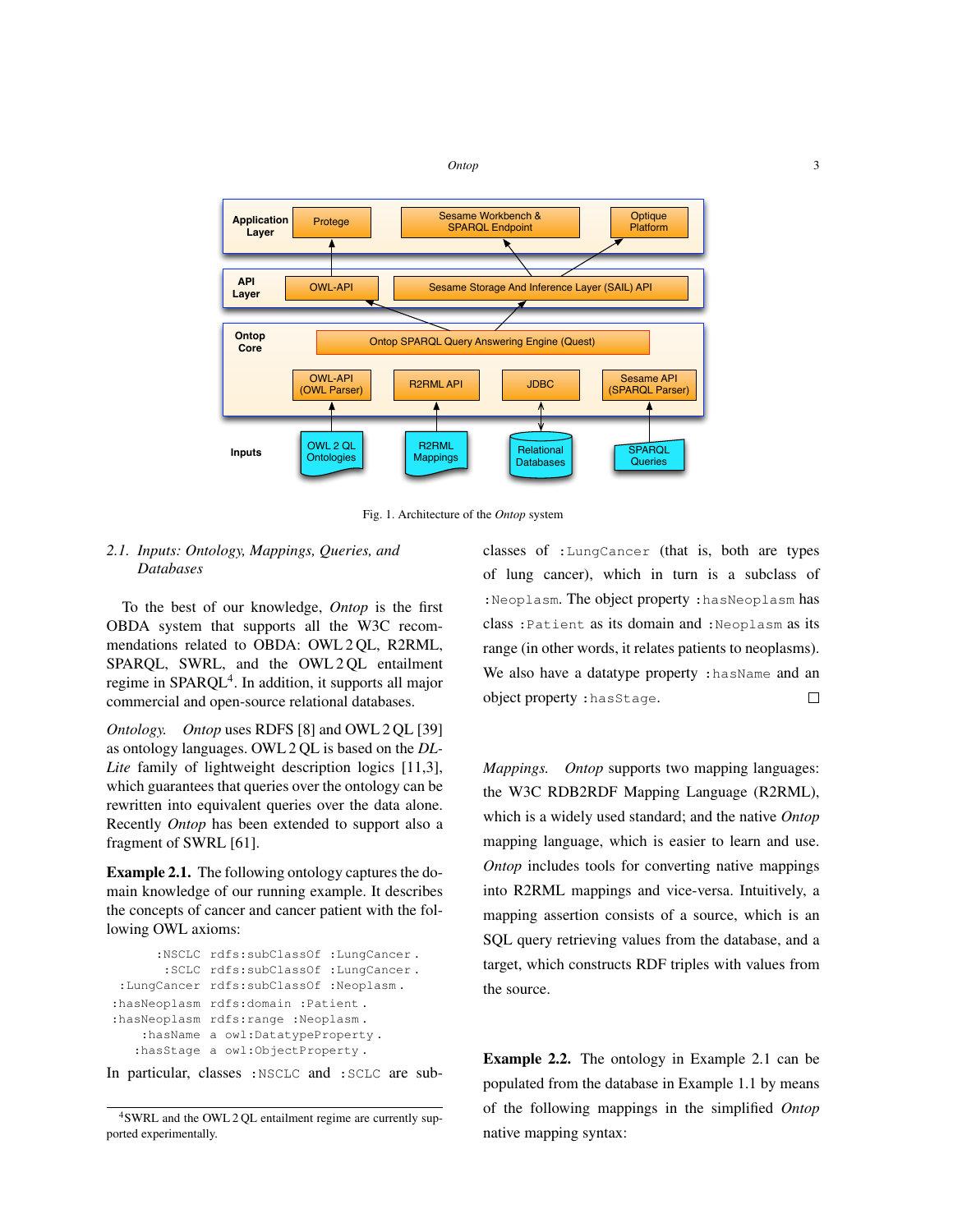Fig. 1. Architecture of the *Ontop* system

### 2.1. Inputs: Ontology, Mappings, Queries, and Databases

To the best of our knowledge, *Ontop* is the first OBDA system that supports all the W3C recommendations related to OBDA: OWL 2 QL, R2RML, SPARQL, SWRL, and the OWL 2 QL entailment regime in SPARQL[4]. In addition, it supports all major commercial and open-source relational databases.

*Ontology.* *Ontop* uses RDFS [8] and OWL 2 QL [39] as ontology languages. OWL 2 QL is based on the *DL-Lite* family of lightweight description logics [11,3], which guarantees that queries over the ontology can be rewritten into equivalent queries over the data alone. Recently *Ontop* has been extended to support also a fragment of SWRL [61].

**Example 2.1.** The following ontology captures the domain knowledge of our running example. It describes the concepts of cancer and cancer patient with the following OWL axioms:

```
      :NSCLC rdfs:subClassOf :LungCancer .
       :SCLC rdfs:subClassOf :LungCancer .
 :LungCancer rdfs:subClassOf :Neoplasm .
:hasNeoplasm rdfs:domain :Patient .
:hasNeoplasm rdfs:range :Neoplasm .
    :hasName a owl:DatatypeProperty .
   :hasStage a owl:ObjectProperty .
```

In particular, classes :NSCLC and :SCLC are subclasses of :LungCancer (that is, both are types of lung cancer), which in turn is a subclass of :Neoplasm. The object property :hasNeoplasm has class :Patient as its domain and :Neoplasm as its range (in other words, it relates patients to neoplasms). We also have a datatype property :hasName and an object property :hasStage. □

*Mappings.* *Ontop* supports two mapping languages: the W3C RDB2RDF Mapping Language (R2RML), which is a widely used standard; and the native *Ontop* mapping language, which is easier to learn and use. *Ontop* includes tools for converting native mappings into R2RML mappings and vice-versa. Intuitively, a mapping assertion consists of a source, which is an SQL query retrieving values from the database, and a target, which constructs RDF triples with values from the source.

**Example 2.2.** The ontology in Example 2.1 can be populated from the database in Example 1.1 by means of the following mappings in the simplified *Ontop* native mapping syntax:

[4] SWRL and the OWL 2 QL entailment regime are currently supported experimentally.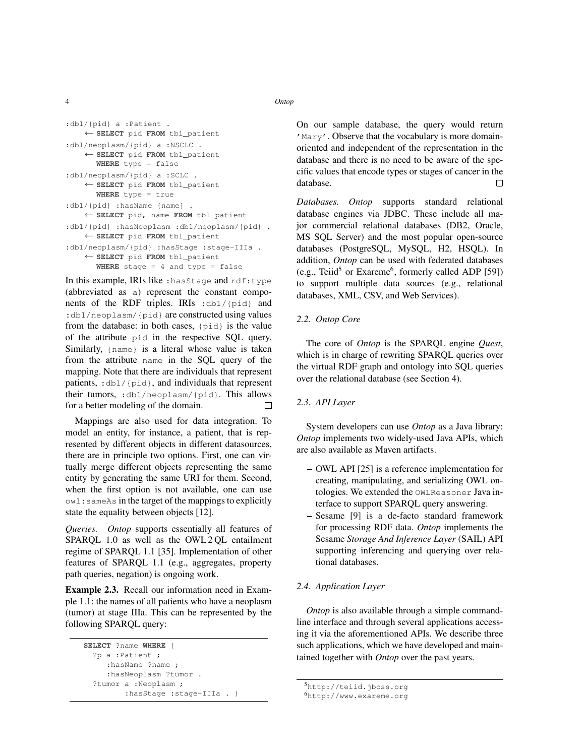```
:db1/{pid} a :Patient .
    ← SELECT pid FROM tbl_patient
:db1/neoplasm/{pid} a :NSCLC .
    ← SELECT pid FROM tbl_patient
      WHERE type = false
:db1/neoplasm/{pid} a :SCLC .
    ← SELECT pid FROM tbl_patient
      WHERE type = true
:db1/{pid} :hasName {name} .
    ← SELECT pid, name FROM tbl_patient
:db1/{pid} :hasNeoplasm :db1/neoplasm/{pid} .
    ← SELECT pid FROM tbl_patient
:db1/neoplasm/{pid} :hasStage :stage-IIIa .
    ← SELECT pid FROM tbl_patient
      WHERE stage = 4 and type = false
```

In this example, IRIs like `:hasStage` and `rdf:type` (abbreviated as `a`) represent the constant components of the RDF triples. IRIs `:db1/{pid}` and `:db1/neoplasm/{pid}` are constructed using values from the database: in both cases, `{pid}` is the value of the attribute `pid` in the respective SQL query. Similarly, `{name}` is a literal whose value is taken from the attribute `name` in the SQL query of the mapping. Note that there are individuals that represent patients, `:db1/{pid}`, and individuals that represent their tumors, `:db1/neoplasm/{pid}`. This allows for a better modeling of the domain. □

Mappings are also used for data integration. To model an entity, for instance, a patient, that is represented by different objects in different datasources, there are in principle two options. First, one can virtually merge different objects representing the same entity by generating the same URI for them. Second, when the first option is not available, one can use `owl:sameAs` in the target of the mappings to explicitly state the equality between objects [12].

*Queries.* *Ontop* supports essentially all features of SPARQL 1.0 as well as the OWL 2 QL entailment regime of SPARQL 1.1 [35]. Implementation of other features of SPARQL 1.1 (e.g., aggregates, property path queries, negation) is ongoing work.

**Example 2.3.** Recall our information need in Example 1.1: the names of all patients who have a neoplasm (tumor) at stage IIIa. This can be represented by the following SPARQL query:

```
SELECT ?name WHERE {
  ?p a :Patient ;
     :hasName ?name ;
     :hasNeoplasm ?tumor .
  ?tumor a :Neoplasm ;
         :hasStage :stage-IIIa . }
```

On our sample database, the query would return `'Mary'`. Observe that the vocabulary is more domain-oriented and independent of the representation in the database and there is no need to be aware of the specific values that encode types or stages of cancer in the database. □

*Databases.* *Ontop* supports standard relational database engines via JDBC. These include all major commercial relational databases (DB2, Oracle, MS SQL Server) and the most popular open-source databases (PostgreSQL, MySQL, H2, HSQL). In addition, *Ontop* can be used with federated databases (e.g., Teiid[5] or Exareme[6], formerly called ADP [59]) to support multiple data sources (e.g., relational databases, XML, CSV, and Web Services).

### 2.2. Ontop Core

The core of *Ontop* is the SPARQL engine *Quest*, which is in charge of rewriting SPARQL queries over the virtual RDF graph and ontology into SQL queries over the relational database (see Section 4).

### 2.3. API Layer

System developers can use *Ontop* as a Java library: *Ontop* implements two widely-used Java APIs, which are also available as Maven artifacts.

- OWL API [25] is a reference implementation for creating, manipulating, and serializing OWL ontologies. We extended the `OWLReasoner` Java interface to support SPARQL query answering.
- Sesame [9] is a de-facto standard framework for processing RDF data. *Ontop* implements the Sesame *Storage And Inference Layer* (SAIL) API supporting inferencing and querying over relational databases.

### 2.4. Application Layer

*Ontop* is also available through a simple command-line interface and through several applications accessing it via the aforementioned APIs. We describe three such applications, which we have developed and maintained together with *Ontop* over the past years.

[5] http://teiid.jboss.org

[6] http://www.exareme.org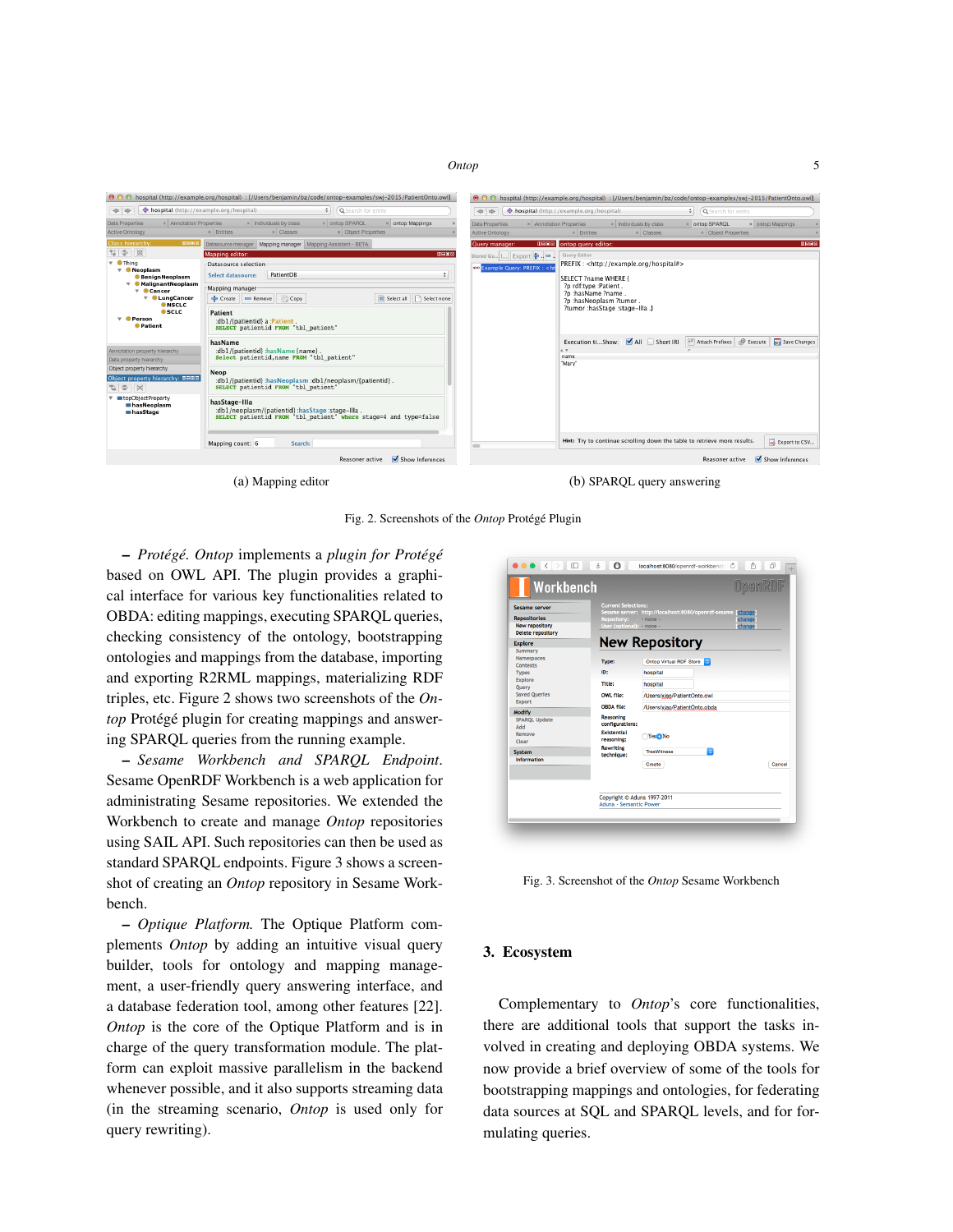(a) Mapping editor

(b) SPARQL query answering

Fig. 2. Screenshots of the *Ontop* Protégé Plugin

– *Protégé. Ontop* implements a *plugin for Protégé* based on OWL API. The plugin provides a graphical interface for various key functionalities related to OBDA: editing mappings, executing SPARQL queries, checking consistency of the ontology, bootstrapping ontologies and mappings from the database, importing and exporting R2RML mappings, materializing RDF triples, etc. Figure 2 shows two screenshots of the *Ontop* Protégé plugin for creating mappings and answering SPARQL queries from the running example.

– *Sesame Workbench and SPARQL Endpoint.* Sesame OpenRDF Workbench is a web application for administrating Sesame repositories. We extended the Workbench to create and manage *Ontop* repositories using SAIL API. Such repositories can then be used as standard SPARQL endpoints. Figure 3 shows a screenshot of creating an *Ontop* repository in Sesame Workbench.

– *Optique Platform.* The Optique Platform complements *Ontop* by adding an intuitive visual query builder, tools for ontology and mapping management, a user-friendly query answering interface, and a database federation tool, among other features [22]. *Ontop* is the core of the Optique Platform and is in charge of the query transformation module. The platform can exploit massive parallelism in the backend whenever possible, and it also supports streaming data (in the streaming scenario, *Ontop* is used only for query rewriting).

Fig. 3. Screenshot of the *Ontop* Sesame Workbench

## 3. Ecosystem

Complementary to *Ontop*'s core functionalities, there are additional tools that support the tasks involved in creating and deploying OBDA systems. We now provide a brief overview of some of the tools for bootstrapping mappings and ontologies, for federating data sources at SQL and SPARQL levels, and for formulating queries.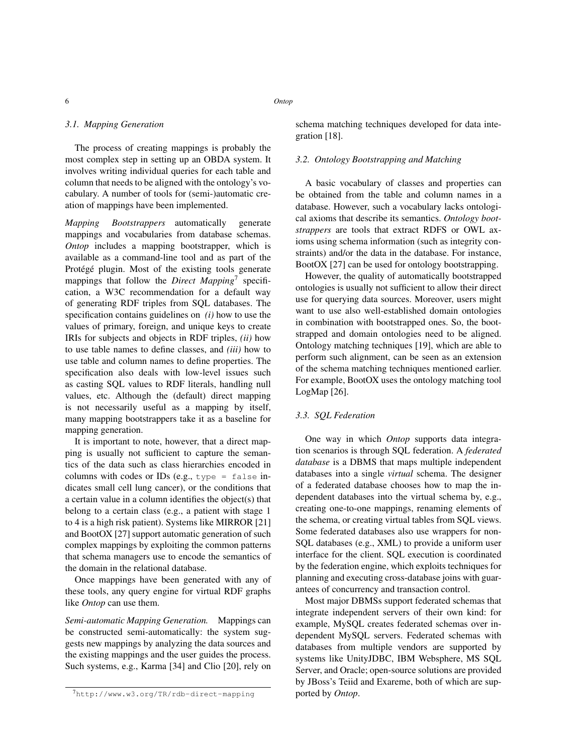### 3.1. Mapping Generation

The process of creating mappings is probably the most complex step in setting up an OBDA system. It involves writing individual queries for each table and column that needs to be aligned with the ontology's vocabulary. A number of tools for (semi-)automatic creation of mappings have been implemented.

*Mapping Bootstrappers* automatically generate mappings and vocabularies from database schemas. *Ontop* includes a mapping bootstrapper, which is available as a command-line tool and as part of the Protégé plugin. Most of the existing tools generate mappings that follow the *Direct Mapping*[7] specification, a W3C recommendation for a default way of generating RDF triples from SQL databases. The specification contains guidelines on *(i)* how to use the values of primary, foreign, and unique keys to create IRIs for subjects and objects in RDF triples, *(ii)* how to use table names to define classes, and *(iii)* how to use table and column names to define properties. The specification also deals with low-level issues such as casting SQL values to RDF literals, handling null values, etc. Although the (default) direct mapping is not necessarily useful as a mapping by itself, many mapping bootstrappers take it as a baseline for mapping generation.

It is important to note, however, that a direct mapping is usually not sufficient to capture the semantics of the data such as class hierarchies encoded in columns with codes or IDs (e.g., `type = false` indicates small cell lung cancer), or the conditions that a certain value in a column identifies the object(s) that belong to a certain class (e.g., a patient with stage 1 to 4 is a high risk patient). Systems like MIRROR [21] and BootOX [27] support automatic generation of such complex mappings by exploiting the common patterns that schema managers use to encode the semantics of the domain in the relational database.

Once mappings have been generated with any of these tools, any query engine for virtual RDF graphs like *Ontop* can use them.

*Semi-automatic Mapping Generation.* Mappings can be constructed semi-automatically: the system suggests new mappings by analyzing the data sources and the existing mappings and the user guides the process. Such systems, e.g., Karma [34] and Clio [20], rely on schema matching techniques developed for data integration [18].

[7] http://www.w3.org/TR/rdb-direct-mapping

### 3.2. Ontology Bootstrapping and Matching

A basic vocabulary of classes and properties can be obtained from the table and column names in a database. However, such a vocabulary lacks ontological axioms that describe its semantics. *Ontology bootstrappers* are tools that extract RDFS or OWL axioms using schema information (such as integrity constraints) and/or the data in the database. For instance, BootOX [27] can be used for ontology bootstrapping.

However, the quality of automatically bootstrapped ontologies is usually not sufficient to allow their direct use for querying data sources. Moreover, users might want to use also well-established domain ontologies in combination with bootstrapped ones. So, the bootstrapped and domain ontologies need to be aligned. Ontology matching techniques [19], which are able to perform such alignment, can be seen as an extension of the schema matching techniques mentioned earlier. For example, BootOX uses the ontology matching tool LogMap [26].

### 3.3. SQL Federation

One way in which *Ontop* supports data integration scenarios is through SQL federation. A *federated database* is a DBMS that maps multiple independent databases into a single *virtual* schema. The designer of a federated database chooses how to map the independent databases into the virtual schema by, e.g., creating one-to-one mappings, renaming elements of the schema, or creating virtual tables from SQL views. Some federated databases also use wrappers for non-SQL databases (e.g., XML) to provide a uniform user interface for the client. SQL execution is coordinated by the federation engine, which exploits techniques for planning and executing cross-database joins with guarantees of concurrency and transaction control.

Most major DBMSs support federated schemas that integrate independent servers of their own kind: for example, MySQL creates federated schemas over independent MySQL servers. Federated schemas with databases from multiple vendors are supported by systems like UnityJDBC, IBM Websphere, MS SQL Server, and Oracle; open-source solutions are provided by JBoss's Teiid and Exareme, both of which are supported by *Ontop*.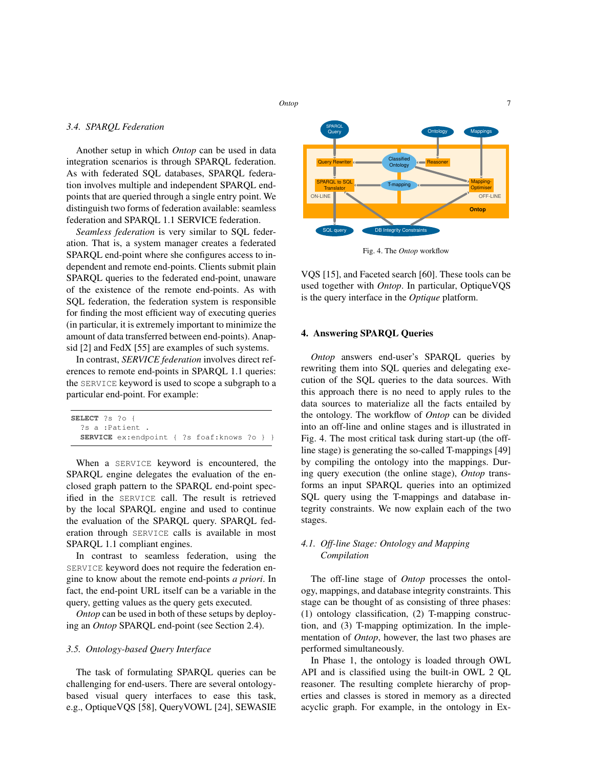### 3.4. SPARQL Federation

Another setup in which *Ontop* can be used in data integration scenarios is through SPARQL federation. As with federated SQL databases, SPARQL federation involves multiple and independent SPARQL endpoints that are queried through a single entry point. We distinguish two forms of federation available: seamless federation and SPARQL 1.1 SERVICE federation.

*Seamless federation* is very similar to SQL federation. That is, a system manager creates a federated SPARQL end-point where she configures access to independent and remote end-points. Clients submit plain SPARQL queries to the federated end-point, unaware of the existence of the remote end-points. As with SQL federation, the federation system is responsible for finding the most efficient way of executing queries (in particular, it is extremely important to minimize the amount of data transferred between end-points). Anapsid [2] and FedX [55] are examples of such systems.

In contrast, *SERVICE federation* involves direct references to remote end-points in SPARQL 1.1 queries: the `SERVICE` keyword is used to scope a subgraph to a particular end-point. For example:

```
SELECT ?s ?o {
  ?s a :Patient .
  SERVICE ex:endpoint { ?s foaf:knows ?o } }
```

When a `SERVICE` keyword is encountered, the SPARQL engine delegates the evaluation of the enclosed graph pattern to the SPARQL end-point specified in the `SERVICE` call. The result is retrieved by the local SPARQL engine and used to continue the evaluation of the SPARQL query. SPARQL federation through `SERVICE` calls is available in most SPARQL 1.1 compliant engines.

In contrast to seamless federation, using the `SERVICE` keyword does not require the federation engine to know about the remote end-points *a priori*. In fact, the end-point URL itself can be a variable in the query, getting values as the query gets executed.

*Ontop* can be used in both of these setups by deploying an *Ontop* SPARQL end-point (see Section 2.4).

### 3.5. Ontology-based Query Interface

The task of formulating SPARQL queries can be challenging for end-users. There are several ontology-based visual query interfaces to ease this task, e.g., OptiqueVQS [58], QueryVOWL [24], SEWASIE VQS [15], and Faceted search [60]. These tools can be used together with *Ontop*. In particular, OptiqueVQS is the query interface in the *Optique* platform.

Fig. 4. The *Ontop* workflow

## 4. Answering SPARQL Queries

*Ontop* answers end-user's SPARQL queries by rewriting them into SQL queries and delegating execution of the SQL queries to the data sources. With this approach there is no need to apply rules to the data sources to materialize all the facts entailed by the ontology. The workflow of *Ontop* can be divided into an off-line and online stages and is illustrated in Fig. 4. The most critical task during start-up (the off-line stage) is generating the so-called T-mappings [49] by compiling the ontology into the mappings. During query execution (the online stage), *Ontop* transforms an input SPARQL queries into an optimized SQL query using the T-mappings and database integrity constraints. We now explain each of the two stages.

### 4.1. Off-line Stage: Ontology and Mapping Compilation

The off-line stage of *Ontop* processes the ontology, mappings, and database integrity constraints. This stage can be thought of as consisting of three phases: (1) ontology classification, (2) T-mapping construction, and (3) T-mapping optimization. In the implementation of *Ontop*, however, the last two phases are performed simultaneously.

In Phase 1, the ontology is loaded through OWL API and is classified using the built-in OWL 2 QL reasoner. The resulting complete hierarchy of properties and classes is stored in memory as a directed acyclic graph. For example, in the ontology in Ex-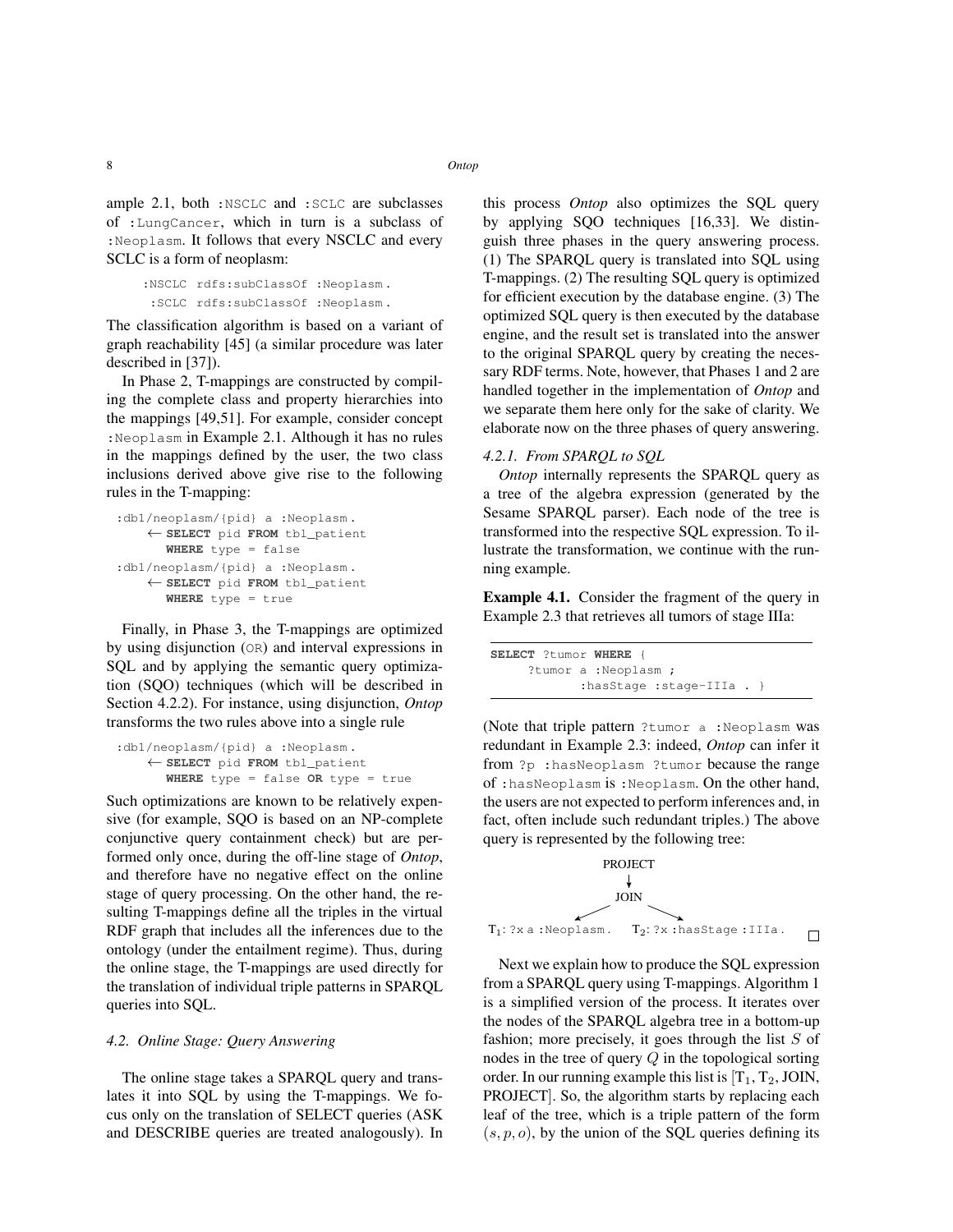ample 2.1, both :NSCLC and :SCLC are subclasses of :LungCancer, which in turn is a subclass of :Neoplasm. It follows that every NSCLC and every SCLC is a form of neoplasm:

```
:NSCLC rdfs:subClassOf :Neoplasm .
 :SCLC rdfs:subClassOf :Neoplasm .
```

The classification algorithm is based on a variant of graph reachability [45] (a similar procedure was later described in [37]).

In Phase 2, T-mappings are constructed by compiling the complete class and property hierarchies into the mappings [49,51]. For example, consider concept :Neoplasm in Example 2.1. Although it has no rules in the mappings defined by the user, the two class inclusions derived above give rise to the following rules in the T-mapping:

```
:db1/neoplasm/{pid} a :Neoplasm .
    ← SELECT pid FROM tbl_patient
       WHERE type = false
:db1/neoplasm/{pid} a :Neoplasm .
    ← SELECT pid FROM tbl_patient
       WHERE type = true
```

Finally, in Phase 3, the T-mappings are optimized by using disjunction (OR) and interval expressions in SQL and by applying the semantic query optimization (SQO) techniques (which will be described in Section 4.2.2). For instance, using disjunction, *Ontop* transforms the two rules above into a single rule

```
:db1/neoplasm/{pid} a :Neoplasm .
    ← SELECT pid FROM tbl_patient
       WHERE type = false OR type = true
```

Such optimizations are known to be relatively expensive (for example, SQO is based on an NP-complete conjunctive query containment check) but are performed only once, during the off-line stage of *Ontop*, and therefore have no negative effect on the online stage of query processing. On the other hand, the resulting T-mappings define all the triples in the virtual RDF graph that includes all the inferences due to the ontology (under the entailment regime). Thus, during the online stage, the T-mappings are used directly for the translation of individual triple patterns in SPARQL queries into SQL.

### 4.2. Online Stage: Query Answering

The online stage takes a SPARQL query and translates it into SQL by using the T-mappings. We focus only on the translation of SELECT queries (ASK and DESCRIBE queries are treated analogously). In this process *Ontop* also optimizes the SQL query by applying SQO techniques [16,33]. We distinguish three phases in the query answering process. (1) The SPARQL query is translated into SQL using T-mappings. (2) The resulting SQL query is optimized for efficient execution by the database engine. (3) The optimized SQL query is then executed by the database engine, and the result set is translated into the answer to the original SPARQL query by creating the necessary RDF terms. Note, however, that Phases 1 and 2 are handled together in the implementation of *Ontop* and we separate them here only for the sake of clarity. We elaborate now on the three phases of query answering.

#### *4.2.1. From SPARQL to SQL*

*Ontop* internally represents the SPARQL query as a tree of the algebra expression (generated by the Sesame SPARQL parser). Each node of the tree is transformed into the respective SQL expression. To illustrate the transformation, we continue with the running example.

**Example 4.1.** Consider the fragment of the query in Example 2.3 that retrieves all tumors of stage IIIa:

```
SELECT ?tumor WHERE {
     ?tumor a :Neoplasm ;
            :hasStage :stage-IIIa . }
```

(Note that triple pattern ?tumor a :Neoplasm was redundant in Example 2.3: indeed, *Ontop* can infer it from ?p :hasNeoplasm ?tumor because the range of :hasNeoplasm is :Neoplasm. On the other hand, the users are not expected to perform inferences and, in fact, often include such redundant triples.) The above query is represented by the following tree:

```
              PROJECT
                 ↓
               JOIN
            ↙        ↘
T1: ?x a :Neoplasm .   T2: ?x :hasStage :IIIa .
```

□

Next we explain how to produce the SQL expression from a SPARQL query using T-mappings. Algorithm 1 is a simplified version of the process. It iterates over the nodes of the SPARQL algebra tree in a bottom-up fashion; more precisely, it goes through the list $S$ of nodes in the tree of query $Q$ in the topological sorting order. In our running example this list is $[T_1, T_2,$ JOIN, PROJECT$]$. So, the algorithm starts by replacing each leaf of the tree, which is a triple pattern of the form $(s, p, o)$, by the union of the SQL queries defining its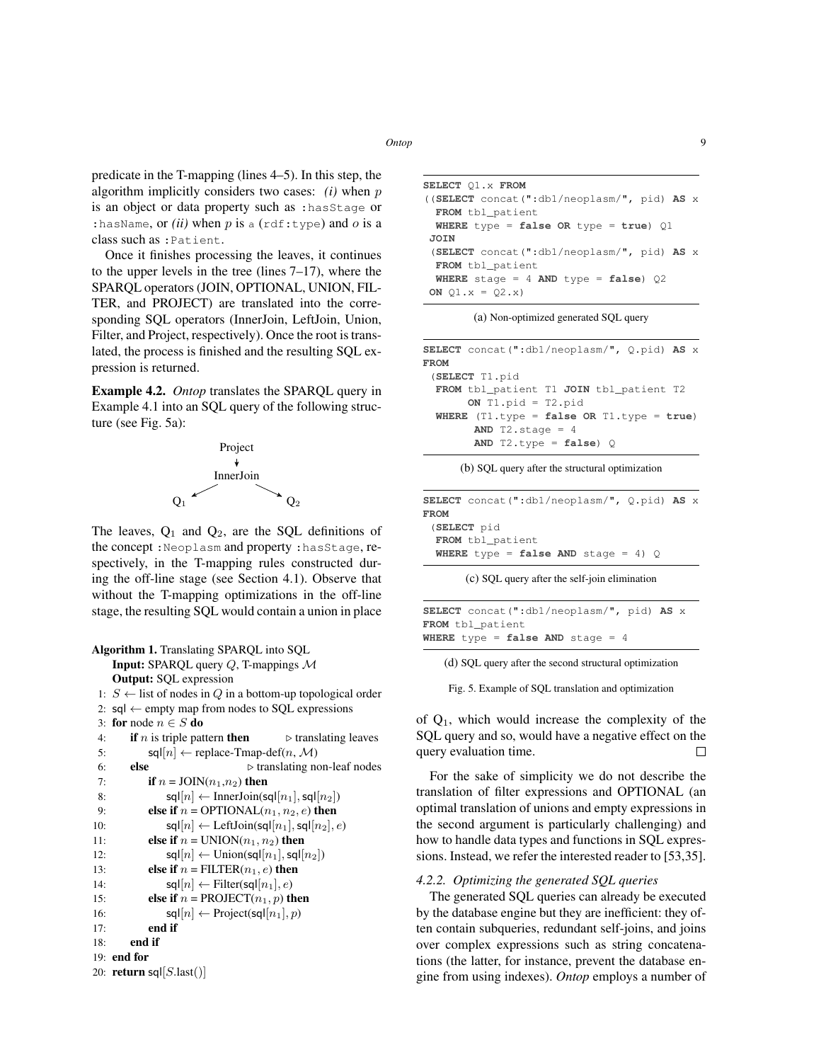predicate in the T-mapping (lines 4–5). In this step, the algorithm implicitly considers two cases: *(i)* when $p$ is an object or data property such as `:hasStage` or `:hasName`, or *(ii)* when $p$ is `a` (`rdf:type`) and $o$ is a class such as `:Patient`.

Once it finishes processing the leaves, it continues to the upper levels in the tree (lines 7–17), where the SPARQL operators (JOIN, OPTIONAL, UNION, FILTER, and PROJECT) are translated into the corresponding SQL operators (InnerJoin, LeftJoin, Union, Filter, and Project, respectively). Once the root is translated, the process is finished and the resulting SQL expression is returned.

**Example 4.2.** *Ontop* translates the SPARQL query in Example 4.1 into an SQL query of the following structure (see Fig. 5a):

```
        Project
           ↓
       InnerJoin
      ↙         ↘
    Q1            Q2
```

The leaves, $Q_1$ and $Q_2$, are the SQL definitions of the concept `:Neoplasm` and property `:hasStage`, respectively, in the T-mapping rules constructed during the off-line stage (see Section 4.1). Observe that without the T-mapping optimizations in the off-line stage, the resulting SQL would contain a union in place of $Q_1$, which would increase the complexity of the SQL query and so, would have a negative effect on the query evaluation time. □

**Algorithm 1.** Translating SPARQL into SQL
**Input:** SPARQL query $Q$, T-mappings $\mathcal{M}$
**Output:** SQL expression

```
 1: S ← list of nodes in Q in a bottom-up topological order
 2: sql ← empty map from nodes to SQL expressions
 3: for node n ∈ S do
 4:     if n is triple pattern then                ▷ translating leaves
 5:         sql[n] ← replace-Tmap-def(n, M)
 6:     else                                        ▷ translating non-leaf nodes
 7:         if n = JOIN(n1, n2) then
 8:             sql[n] ← InnerJoin(sql[n1], sql[n2])
 9:         else if n = OPTIONAL(n1, n2, e) then
10:             sql[n] ← LeftJoin(sql[n1], sql[n2], e)
11:         else if n = UNION(n1, n2) then
12:             sql[n] ← Union(sql[n1], sql[n2])
13:         else if n = FILTER(n1, e) then
14:             sql[n] ← Filter(sql[n1], e)
15:         else if n = PROJECT(n1, p) then
16:             sql[n] ← Project(sql[n1], p)
17:         end if
18:     end if
19: end for
20: return sql[S.last()]
```

```
SELECT Q1.x FROM
((SELECT concat(":db1/neoplasm/", pid) AS x
  FROM tbl_patient
  WHERE type = false OR type = true) Q1
 JOIN
 (SELECT concat(":db1/neoplasm/", pid) AS x
  FROM tbl_patient
  WHERE stage = 4 AND type = false) Q2
 ON Q1.x = Q2.x)
```

(a) Non-optimized generated SQL query

```
SELECT concat(":db1/neoplasm/", Q.pid) AS x
FROM
 (SELECT T1.pid
  FROM tbl_patient T1 JOIN tbl_patient T2
       ON T1.pid = T2.pid
  WHERE (T1.type = false OR T1.type = true)
        AND T2.stage = 4
        AND T2.type = false) Q
```

(b) SQL query after the structural optimization

```
SELECT concat(":db1/neoplasm/", Q.pid) AS x
FROM
 (SELECT pid
  FROM tbl_patient
  WHERE type = false AND stage = 4) Q
```

(c) SQL query after the self-join elimination

```
SELECT concat(":db1/neoplasm/", pid) AS x
FROM tbl_patient
WHERE type = false AND stage = 4
```

(d) SQL query after the second structural optimization

Fig. 5. Example of SQL translation and optimization

For the sake of simplicity we do not describe the translation of filter expressions and OPTIONAL (an optimal translation of unions and empty expressions in the second argument is particularly challenging) and how to handle data types and functions in SQL expressions. Instead, we refer the interested reader to [53,35].

#### 4.2.2. Optimizing the generated SQL queries

The generated SQL queries can already be executed by the database engine but they are inefficient: they often contain subqueries, redundant self-joins, and joins over complex expressions such as string concatenations (the latter, for instance, prevent the database engine from using indexes). *Ontop* employs a number of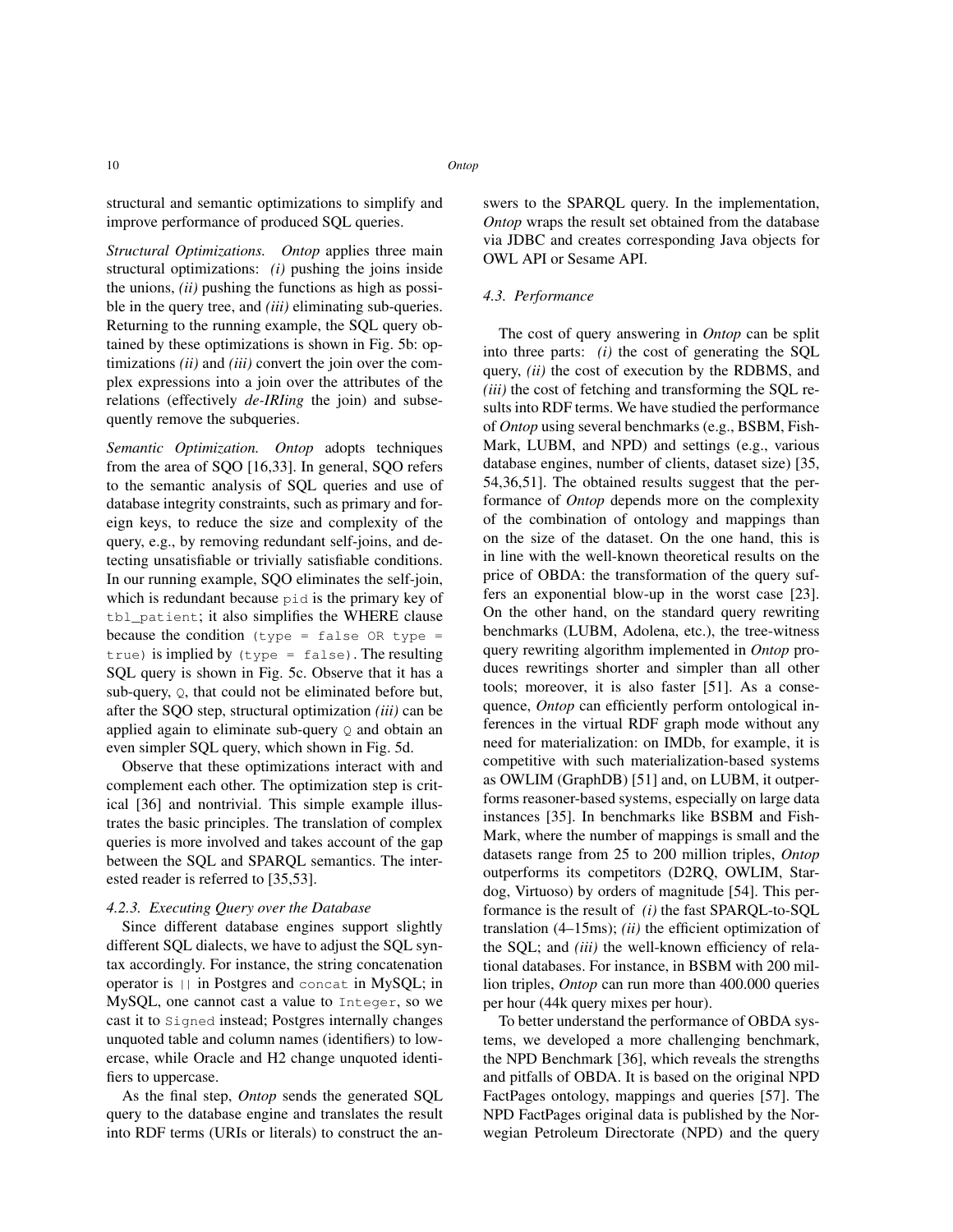structural and semantic optimizations to simplify and improve performance of produced SQL queries.

*Structural Optimizations.* *Ontop* applies three main structural optimizations: *(i)* pushing the joins inside the unions, *(ii)* pushing the functions as high as possible in the query tree, and *(iii)* eliminating sub-queries. Returning to the running example, the SQL query obtained by these optimizations is shown in Fig. 5b: optimizations *(ii)* and *(iii)* convert the join over the complex expressions into a join over the attributes of the relations (effectively *de-IRIing* the join) and subsequently remove the subqueries.

*Semantic Optimization.* *Ontop* adopts techniques from the area of SQO [16,33]. In general, SQO refers to the semantic analysis of SQL queries and use of database integrity constraints, such as primary and foreign keys, to reduce the size and complexity of the query, e.g., by removing redundant self-joins, and detecting unsatisfiable or trivially satisfiable conditions. In our running example, SQO eliminates the self-join, which is redundant because `pid` is the primary key of `tbl_patient`; it also simplifies the WHERE clause because the condition `(type = false OR type = true)` is implied by `(type = false)`. The resulting SQL query is shown in Fig. 5c. Observe that it has a sub-query, `Q`, that could not be eliminated before but, after the SQO step, structural optimization *(iii)* can be applied again to eliminate sub-query `Q` and obtain an even simpler SQL query, which shown in Fig. 5d.

Observe that these optimizations interact with and complement each other. The optimization step is critical [36] and nontrivial. This simple example illustrates the basic principles. The translation of complex queries is more involved and takes account of the gap between the SQL and SPARQL semantics. The interested reader is referred to [35,53].

#### 4.2.3. Executing Query over the Database

Since different database engines support slightly different SQL dialects, we have to adjust the SQL syntax accordingly. For instance, the string concatenation operator is `||` in Postgres and `concat` in MySQL; in MySQL, one cannot cast a value to `Integer`, so we cast it to `Signed` instead; Postgres internally changes unquoted table and column names (identifiers) to lowercase, while Oracle and H2 change unquoted identifiers to uppercase.

As the final step, *Ontop* sends the generated SQL query to the database engine and translates the result into RDF terms (URIs or literals) to construct the answers to the SPARQL query. In the implementation, *Ontop* wraps the result set obtained from the database via JDBC and creates corresponding Java objects for OWL API or Sesame API.

### 4.3. Performance

The cost of query answering in *Ontop* can be split into three parts: *(i)* the cost of generating the SQL query, *(ii)* the cost of execution by the RDBMS, and *(iii)* the cost of fetching and transforming the SQL results into RDF terms. We have studied the performance of *Ontop* using several benchmarks (e.g., BSBM, FishMark, LUBM, and NPD) and settings (e.g., various database engines, number of clients, dataset size) [35, 54,36,51]. The obtained results suggest that the performance of *Ontop* depends more on the complexity of the combination of ontology and mappings than on the size of the dataset. On the one hand, this is in line with the well-known theoretical results on the price of OBDA: the transformation of the query suffers an exponential blow-up in the worst case [23]. On the other hand, on the standard query rewriting benchmarks (LUBM, Adolena, etc.), the tree-witness query rewriting algorithm implemented in *Ontop* produces rewritings shorter and simpler than all other tools; moreover, it is also faster [51]. As a consequence, *Ontop* can efficiently perform ontological inferences in the virtual RDF graph mode without any need for materialization: on IMDb, for example, it is competitive with such materialization-based systems as OWLIM (GraphDB) [51] and, on LUBM, it outperforms reasoner-based systems, especially on large data instances [35]. In benchmarks like BSBM and FishMark, where the number of mappings is small and the datasets range from 25 to 200 million triples, *Ontop* outperforms its competitors (D2RQ, OWLIM, Stardog, Virtuoso) by orders of magnitude [54]. This performance is the result of *(i)* the fast SPARQL-to-SQL translation (4–15ms); *(ii)* the efficient optimization of the SQL; and *(iii)* the well-known efficiency of relational databases. For instance, in BSBM with 200 million triples, *Ontop* can run more than 400.000 queries per hour (44k query mixes per hour).

To better understand the performance of OBDA systems, we developed a more challenging benchmark, the NPD Benchmark [36], which reveals the strengths and pitfalls of OBDA. It is based on the original NPD FactPages ontology, mappings and queries [57]. The NPD FactPages original data is published by the Norwegian Petroleum Directorate (NPD) and the query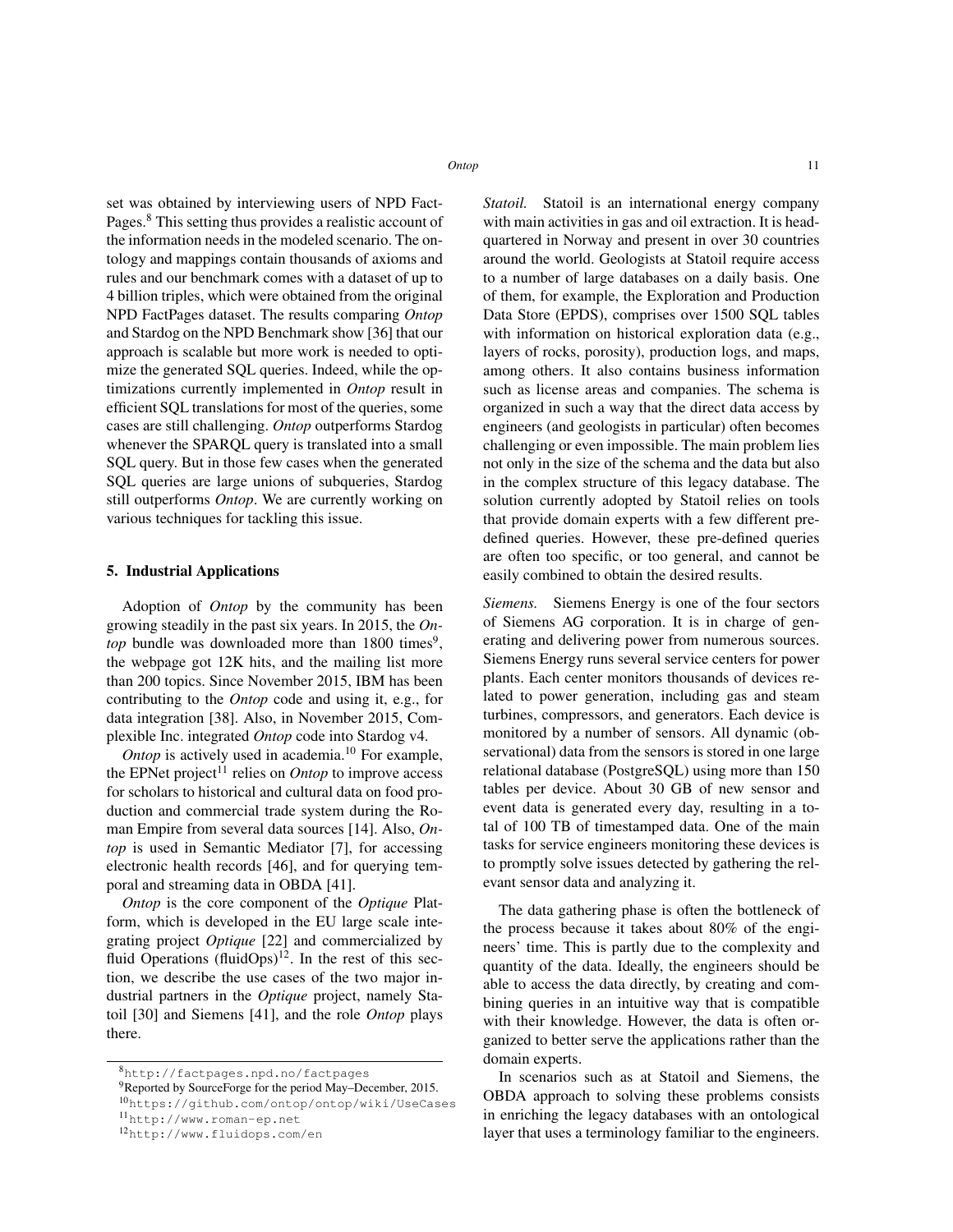set was obtained by interviewing users of NPD Fact-Pages.[8] This setting thus provides a realistic account of the information needs in the modeled scenario. The ontology and mappings contain thousands of axioms and rules and our benchmark comes with a dataset of up to 4 billion triples, which were obtained from the original NPD FactPages dataset. The results comparing *Ontop* and Stardog on the NPD Benchmark show [36] that our approach is scalable but more work is needed to optimize the generated SQL queries. Indeed, while the optimizations currently implemented in *Ontop* result in efficient SQL translations for most of the queries, some cases are still challenging. *Ontop* outperforms Stardog whenever the SPARQL query is translated into a small SQL query. But in those few cases when the generated SQL queries are large unions of subqueries, Stardog still outperforms *Ontop*. We are currently working on various techniques for tackling this issue.

## 5. Industrial Applications

Adoption of *Ontop* by the community has been growing steadily in the past six years. In 2015, the *Ontop* bundle was downloaded more than 1800 times[9], the webpage got 12K hits, and the mailing list more than 200 topics. Since November 2015, IBM has been contributing to the *Ontop* code and using it, e.g., for data integration [38]. Also, in November 2015, Complexible Inc. integrated *Ontop* code into Stardog v4.

*Ontop* is actively used in academia.[10] For example, the EPNet project[11] relies on *Ontop* to improve access for scholars to historical and cultural data on food production and commercial trade system during the Roman Empire from several data sources [14]. Also, *Ontop* is used in Semantic Mediator [7], for accessing electronic health records [46], and for querying temporal and streaming data in OBDA [41].

*Ontop* is the core component of the *Optique* Platform, which is developed in the EU large scale integrating project *Optique* [22] and commercialized by fluid Operations (fluidOps)[12]. In the rest of this section, we describe the use cases of the two major industrial partners in the *Optique* project, namely Statoil [30] and Siemens [41], and the role *Ontop* plays there.

[8] http://factpages.npd.no/factpages

[9] Reported by SourceForge for the period May–December, 2015.

[10] https://github.com/ontop/ontop/wiki/UseCases

[11] http://www.roman-ep.net

[12] http://www.fluidops.com/en

*Statoil.* Statoil is an international energy company with main activities in gas and oil extraction. It is headquartered in Norway and present in over 30 countries around the world. Geologists at Statoil require access to a number of large databases on a daily basis. One of them, for example, the Exploration and Production Data Store (EPDS), comprises over 1500 SQL tables with information on historical exploration data (e.g., layers of rocks, porosity), production logs, and maps, among others. It also contains business information such as license areas and companies. The schema is organized in such a way that the direct data access by engineers (and geologists in particular) often becomes challenging or even impossible. The main problem lies not only in the size of the schema and the data but also in the complex structure of this legacy database. The solution currently adopted by Statoil relies on tools that provide domain experts with a few different predefined queries. However, these pre-defined queries are often too specific, or too general, and cannot be easily combined to obtain the desired results.

*Siemens.* Siemens Energy is one of the four sectors of Siemens AG corporation. It is in charge of generating and delivering power from numerous sources. Siemens Energy runs several service centers for power plants. Each center monitors thousands of devices related to power generation, including gas and steam turbines, compressors, and generators. Each device is monitored by a number of sensors. All dynamic (observational) data from the sensors is stored in one large relational database (PostgreSQL) using more than 150 tables per device. About 30 GB of new sensor and event data is generated every day, resulting in a total of 100 TB of timestamped data. One of the main tasks for service engineers monitoring these devices is to promptly solve issues detected by gathering the relevant sensor data and analyzing it.

The data gathering phase is often the bottleneck of the process because it takes about 80% of the engineers' time. This is partly due to the complexity and quantity of the data. Ideally, the engineers should be able to access the data directly, by creating and combining queries in an intuitive way that is compatible with their knowledge. However, the data is often organized to better serve the applications rather than the domain experts.

In scenarios such as at Statoil and Siemens, the OBDA approach to solving these problems consists in enriching the legacy databases with an ontological layer that uses a terminology familiar to the engineers.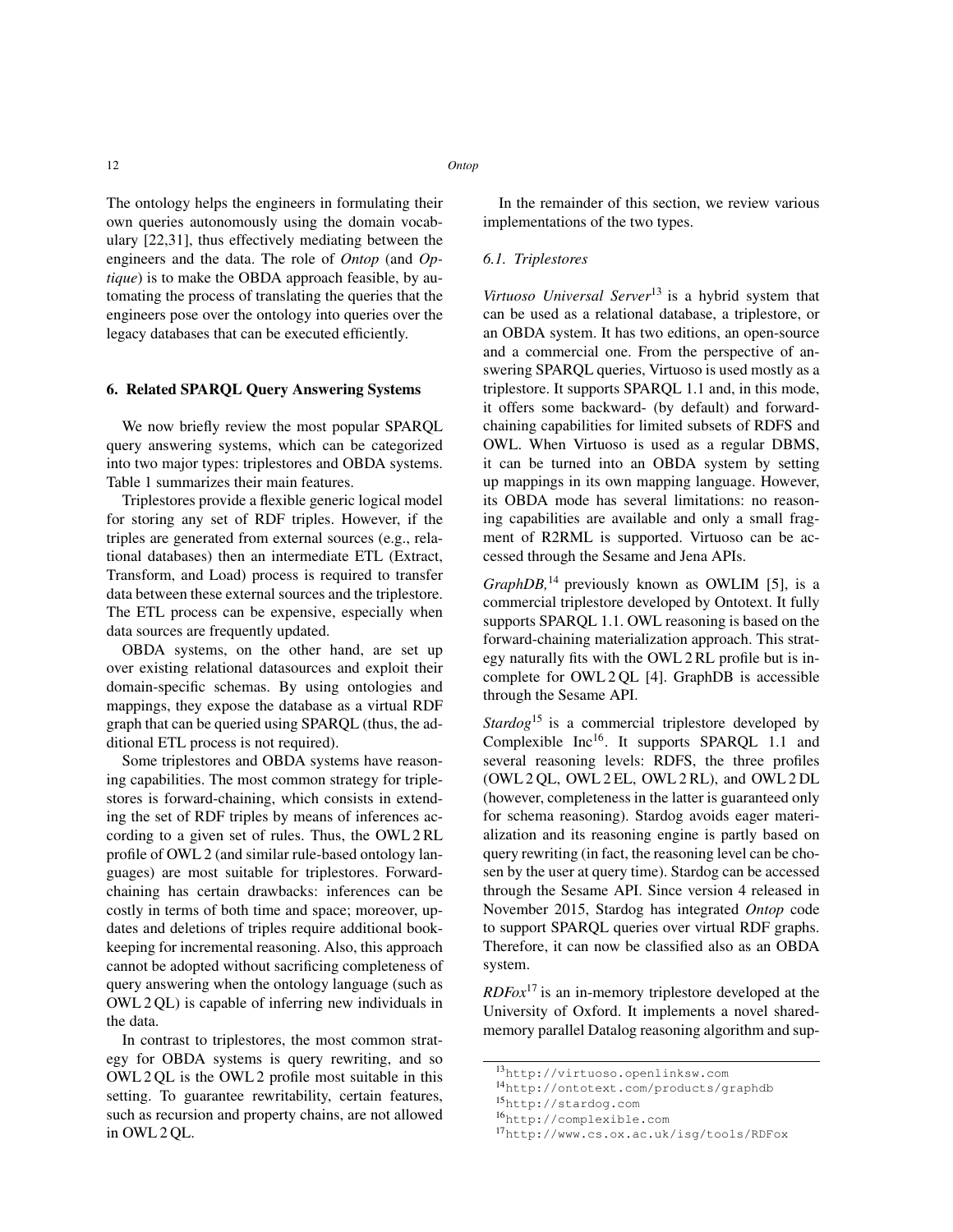The ontology helps the engineers in formulating their own queries autonomously using the domain vocabulary [22,31], thus effectively mediating between the engineers and the data. The role of *Ontop* (and *Optique*) is to make the OBDA approach feasible, by automating the process of translating the queries that the engineers pose over the ontology into queries over the legacy databases that can be executed efficiently.

## 6. Related SPARQL Query Answering Systems

We now briefly review the most popular SPARQL query answering systems, which can be categorized into two major types: triplestores and OBDA systems. Table 1 summarizes their main features.

Triplestores provide a flexible generic logical model for storing any set of RDF triples. However, if the triples are generated from external sources (e.g., relational databases) then an intermediate ETL (Extract, Transform, and Load) process is required to transfer data between these external sources and the triplestore. The ETL process can be expensive, especially when data sources are frequently updated.

OBDA systems, on the other hand, are set up over existing relational datasources and exploit their domain-specific schemas. By using ontologies and mappings, they expose the database as a virtual RDF graph that can be queried using SPARQL (thus, the additional ETL process is not required).

Some triplestores and OBDA systems have reasoning capabilities. The most common strategy for triplestores is forward-chaining, which consists in extending the set of RDF triples by means of inferences according to a given set of rules. Thus, the OWL 2 RL profile of OWL 2 (and similar rule-based ontology languages) are most suitable for triplestores. Forward-chaining has certain drawbacks: inferences can be costly in terms of both time and space; moreover, updates and deletions of triples require additional bookkeeping for incremental reasoning. Also, this approach cannot be adopted without sacrificing completeness of query answering when the ontology language (such as OWL 2 QL) is capable of inferring new individuals in the data.

In contrast to triplestores, the most common strategy for OBDA systems is query rewriting, and so OWL 2 QL is the OWL 2 profile most suitable in this setting. To guarantee rewritability, certain features, such as recursion and property chains, are not allowed in OWL 2 QL.

In the remainder of this section, we review various implementations of the two types.

### 6.1. Triplestores

*Virtuoso Universal Server*[13] is a hybrid system that can be used as a relational database, a triplestore, or an OBDA system. It has two editions, an open-source and a commercial one. From the perspective of answering SPARQL queries, Virtuoso is used mostly as a triplestore. It supports SPARQL 1.1 and, in this mode, it offers some backward- (by default) and forward-chaining capabilities for limited subsets of RDFS and OWL. When Virtuoso is used as a regular DBMS, it can be turned into an OBDA system by setting up mappings in its own mapping language. However, its OBDA mode has several limitations: no reasoning capabilities are available and only a small fragment of R2RML is supported. Virtuoso can be accessed through the Sesame and Jena APIs.

*GraphDB,*[14] previously known as OWLIM [5], is a commercial triplestore developed by Ontotext. It fully supports SPARQL 1.1. OWL reasoning is based on the forward-chaining materialization approach. This strategy naturally fits with the OWL 2 RL profile but is incomplete for OWL 2 QL [4]. GraphDB is accessible through the Sesame API.

*Stardog*[15] is a commercial triplestore developed by Complexible Inc[16]. It supports SPARQL 1.1 and several reasoning levels: RDFS, the three profiles (OWL 2 QL, OWL 2 EL, OWL 2 RL), and OWL 2 DL (however, completeness in the latter is guaranteed only for schema reasoning). Stardog avoids eager materialization and its reasoning engine is partly based on query rewriting (in fact, the reasoning level can be chosen by the user at query time). Stardog can be accessed through the Sesame API. Since version 4 released in November 2015, Stardog has integrated *Ontop* code to support SPARQL queries over virtual RDF graphs. Therefore, it can now be classified also as an OBDA system.

*RDFox*[17] is an in-memory triplestore developed at the University of Oxford. It implements a novel shared-memory parallel Datalog reasoning algorithm and sup-

[13] http://virtuoso.openlinksw.com

[14] http://ontotext.com/products/graphdb

[15] http://stardog.com

[16] http://complexible.com

[17] http://www.cs.ox.ac.uk/isg/tools/RDFox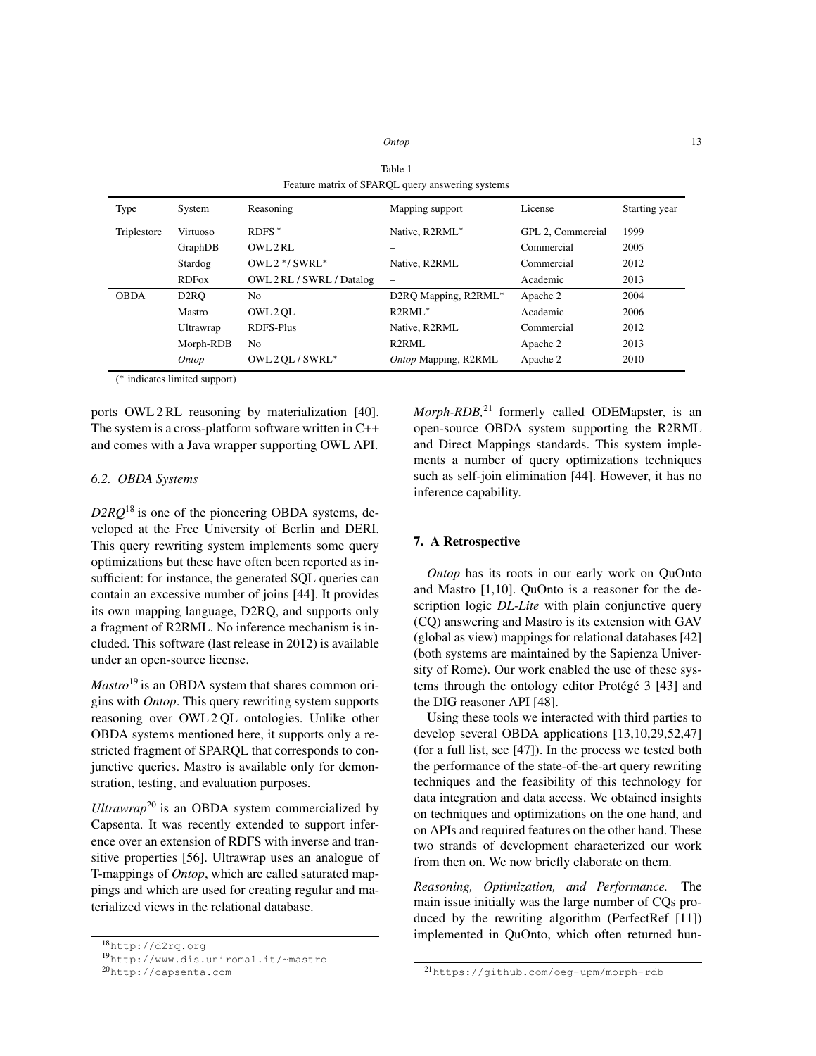Table 1

Feature matrix of SPARQL query answering systems

| Type | System | Reasoning | Mapping support | License | Starting year |
|---|---|---|---|---|---|
| Triplestore | Virtuoso | RDFS * | Native, R2RML* | GPL 2, Commercial | 1999 |
| | GraphDB | OWL 2 RL | – | Commercial | 2005 |
| | Stardog | OWL 2 */ SWRL* | Native, R2RML | Commercial | 2012 |
| | RDFox | OWL 2 RL / SWRL / Datalog | – | Academic | 2013 |
| OBDA | D2RQ | No | D2RQ Mapping, R2RML* | Apache 2 | 2004 |
| | Mastro | OWL 2 QL | R2RML* | Academic | 2006 |
| | Ultrawrap | RDFS-Plus | Native, R2RML | Commercial | 2012 |
| | Morph-RDB | No | R2RML | Apache 2 | 2013 |
| | *Ontop* | OWL 2 QL / SWRL* | *Ontop* Mapping, R2RML | Apache 2 | 2010 |

(* indicates limited support)

ports OWL 2 RL reasoning by materialization [40]. The system is a cross-platform software written in C++ and comes with a Java wrapper supporting OWL API.

### 6.2. OBDA Systems

*D2RQ*[18] is one of the pioneering OBDA systems, developed at the Free University of Berlin and DERI. This query rewriting system implements some query optimizations but these have often been reported as insufficient: for instance, the generated SQL queries can contain an excessive number of joins [44]. It provides its own mapping language, D2RQ, and supports only a fragment of R2RML. No inference mechanism is included. This software (last release in 2012) is available under an open-source license.

*Mastro*[19] is an OBDA system that shares common origins with *Ontop*. This query rewriting system supports reasoning over OWL 2 QL ontologies. Unlike other OBDA systems mentioned here, it supports only a restricted fragment of SPARQL that corresponds to conjunctive queries. Mastro is available only for demonstration, testing, and evaluation purposes.

*Ultrawrap*[20] is an OBDA system commercialized by Capsenta. It was recently extended to support inference over an extension of RDFS with inverse and transitive properties [56]. Ultrawrap uses an analogue of T-mappings of *Ontop*, which are called saturated mappings and which are used for creating regular and materialized views in the relational database.

*Morph-RDB,*[21] formerly called ODEMapster, is an open-source OBDA system supporting the R2RML and Direct Mappings standards. This system implements a number of query optimizations techniques such as self-join elimination [44]. However, it has no inference capability.

## 7. A Retrospective

*Ontop* has its roots in our early work on QuOnto and Mastro [1,10]. QuOnto is a reasoner for the description logic *DL-Lite* with plain conjunctive query (CQ) answering and Mastro is its extension with GAV (global as view) mappings for relational databases [42] (both systems are maintained by the Sapienza University of Rome). Our work enabled the use of these systems through the ontology editor Protégé 3 [43] and the DIG reasoner API [48].

Using these tools we interacted with third parties to develop several OBDA applications [13,10,29,52,47] (for a full list, see [47]). In the process we tested both the performance of the state-of-the-art query rewriting techniques and the feasibility of this technology for data integration and data access. We obtained insights on techniques and optimizations on the one hand, and on APIs and required features on the other hand. These two strands of development characterized our work from then on. We now briefly elaborate on them.

*Reasoning, Optimization, and Performance.* The main issue initially was the large number of CQs produced by the rewriting algorithm (PerfectRef [11]) implemented in QuOnto, which often returned hun-

[18] http://d2rq.org

[19] http://www.dis.uniroma1.it/~mastro

[20] http://capsenta.com

[21] https://github.com/oeg-upm/morph-rdb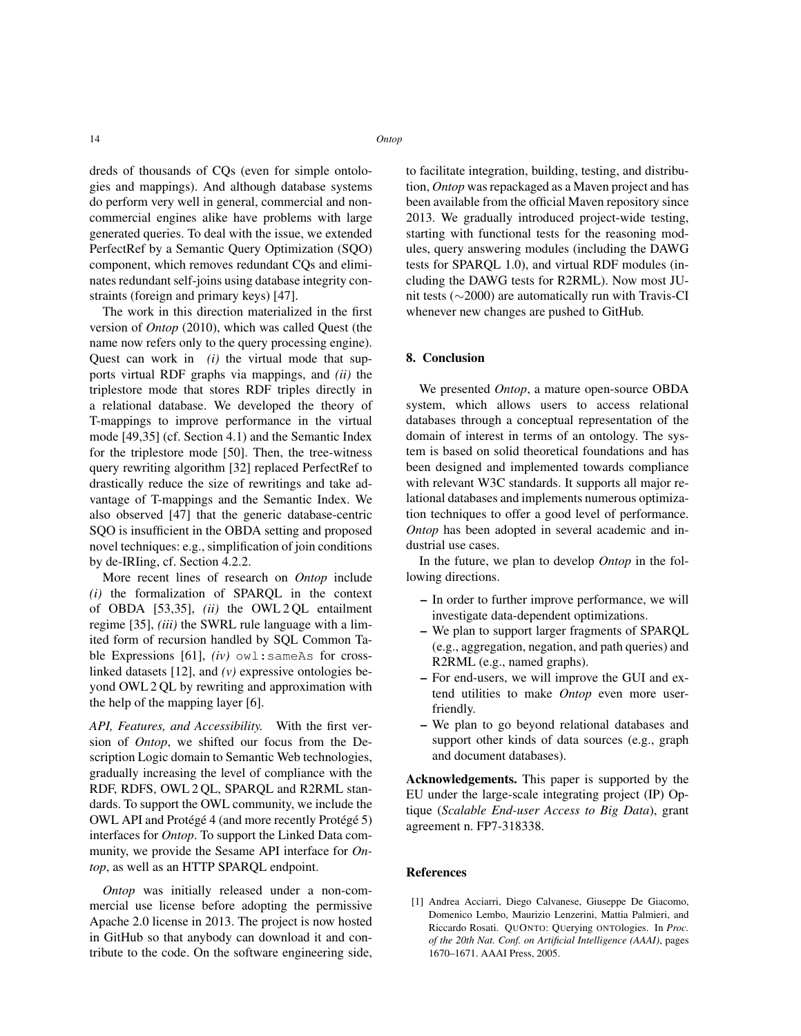dreds of thousands of CQs (even for simple ontologies and mappings). And although database systems do perform very well in general, commercial and non-commercial engines alike have problems with large generated queries. To deal with the issue, we extended PerfectRef by a Semantic Query Optimization (SQO) component, which removes redundant CQs and eliminates redundant self-joins using database integrity constraints (foreign and primary keys) [47].

The work in this direction materialized in the first version of *Ontop* (2010), which was called Quest (the name now refers only to the query processing engine). Quest can work in *(i)* the virtual mode that supports virtual RDF graphs via mappings, and *(ii)* the triplestore mode that stores RDF triples directly in a relational database. We developed the theory of T-mappings to improve performance in the virtual mode [49,35] (cf. Section 4.1) and the Semantic Index for the triplestore mode [50]. Then, the tree-witness query rewriting algorithm [32] replaced PerfectRef to drastically reduce the size of rewritings and take advantage of T-mappings and the Semantic Index. We also observed [47] that the generic database-centric SQO is insufficient in the OBDA setting and proposed novel techniques: e.g., simplification of join conditions by de-IRIing, cf. Section 4.2.2.

More recent lines of research on *Ontop* include *(i)* the formalization of SPARQL in the context of OBDA [53,35], *(ii)* the OWL 2 QL entailment regime [35], *(iii)* the SWRL rule language with a limited form of recursion handled by SQL Common Table Expressions [61], *(iv)* `owl:sameAs` for cross-linked datasets [12], and *(v)* expressive ontologies beyond OWL 2 QL by rewriting and approximation with the help of the mapping layer [6].

*API, Features, and Accessibility.* With the first version of *Ontop*, we shifted our focus from the Description Logic domain to Semantic Web technologies, gradually increasing the level of compliance with the RDF, RDFS, OWL 2 QL, SPARQL and R2RML standards. To support the OWL community, we include the OWL API and Protégé 4 (and more recently Protégé 5) interfaces for *Ontop*. To support the Linked Data community, we provide the Sesame API interface for *Ontop*, as well as an HTTP SPARQL endpoint.

*Ontop* was initially released under a non-commercial use license before adopting the permissive Apache 2.0 license in 2013. The project is now hosted in GitHub so that anybody can download it and contribute to the code. On the software engineering side, to facilitate integration, building, testing, and distribution, *Ontop* was repackaged as a Maven project and has been available from the official Maven repository since 2013. We gradually introduced project-wide testing, starting with functional tests for the reasoning modules, query answering modules (including the DAWG tests for SPARQL 1.0), and virtual RDF modules (including the DAWG tests for R2RML). Now most JUnit tests ($\sim$2000) are automatically run with Travis-CI whenever new changes are pushed to GitHub.

## 8. Conclusion

We presented *Ontop*, a mature open-source OBDA system, which allows users to access relational databases through a conceptual representation of the domain of interest in terms of an ontology. The system is based on solid theoretical foundations and has been designed and implemented towards compliance with relevant W3C standards. It supports all major relational databases and implements numerous optimization techniques to offer a good level of performance. *Ontop* has been adopted in several academic and industrial use cases.

In the future, we plan to develop *Ontop* in the following directions.

- In order to further improve performance, we will investigate data-dependent optimizations.
- We plan to support larger fragments of SPARQL (e.g., aggregation, negation, and path queries) and R2RML (e.g., named graphs).
- For end-users, we will improve the GUI and extend utilities to make *Ontop* even more user-friendly.
- We plan to go beyond relational databases and support other kinds of data sources (e.g., graph and document databases).

**Acknowledgements.** This paper is supported by the EU under the large-scale integrating project (IP) Optique (*Scalable End-user Access to Big Data*), grant agreement n. FP7-318338.

## References

[1] Andrea Acciarri, Diego Calvanese, Giuseppe De Giacomo, Domenico Lembo, Maurizio Lenzerini, Mattia Palmieri, and Riccardo Rosati. QuOnto: QUerying ONTOlogies. In *Proc. of the 20th Nat. Conf. on Artificial Intelligence (AAAI)*, pages 1670–1671. AAAI Press, 2005.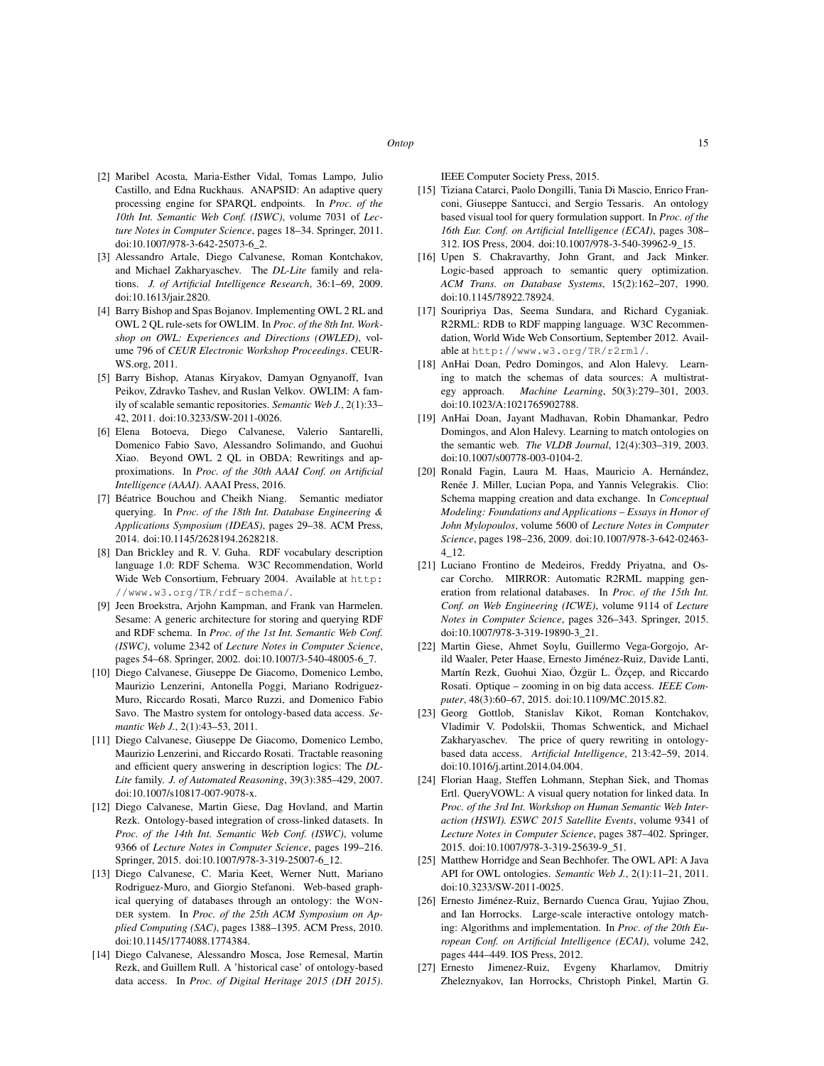[2] Maribel Acosta, Maria-Esther Vidal, Tomas Lampo, Julio Castillo, and Edna Ruckhaus. ANAPSID: An adaptive query processing engine for SPARQL endpoints. In *Proc. of the 10th Int. Semantic Web Conf. (ISWC)*, volume 7031 of *Lecture Notes in Computer Science*, pages 18–34. Springer, 2011. doi:10.1007/978-3-642-25073-6_2.

[3] Alessandro Artale, Diego Calvanese, Roman Kontchakov, and Michael Zakharyaschev. The *DL-Lite* family and relations. *J. of Artificial Intelligence Research*, 36:1–69, 2009. doi:10.1613/jair.2820.

[4] Barry Bishop and Spas Bojanov. Implementing OWL 2 RL and OWL 2 QL rule-sets for OWLIM. In *Proc. of the 8th Int. Workshop on OWL: Experiences and Directions (OWLED)*, volume 796 of *CEUR Electronic Workshop Proceedings*. CEUR-WS.org, 2011.

[5] Barry Bishop, Atanas Kiryakov, Damyan Ognyanoff, Ivan Peikov, Zdravko Tashev, and Ruslan Velkov. OWLIM: A family of scalable semantic repositories. *Semantic Web J.*, 2(1):33–42, 2011. doi:10.3233/SW-2011-0026.

[6] Elena Botoeva, Diego Calvanese, Valerio Santarelli, Domenico Fabio Savo, Alessandro Solimando, and Guohui Xiao. Beyond OWL 2 QL in OBDA: Rewritings and approximations. In *Proc. of the 30th AAAI Conf. on Artificial Intelligence (AAAI)*. AAAI Press, 2016.

[7] Béatrice Bouchou and Cheikh Niang. Semantic mediator querying. In *Proc. of the 18th Int. Database Engineering & Applications Symposium (IDEAS)*, pages 29–38. ACM Press, 2014. doi:10.1145/2628194.2628218.

[8] Dan Brickley and R. V. Guha. RDF vocabulary description language 1.0: RDF Schema. W3C Recommendation, World Wide Web Consortium, February 2004. Available at `http://www.w3.org/TR/rdf-schema/`.

[9] Jeen Broekstra, Arjohn Kampman, and Frank van Harmelen. Sesame: A generic architecture for storing and querying RDF and RDF schema. In *Proc. of the 1st Int. Semantic Web Conf. (ISWC)*, volume 2342 of *Lecture Notes in Computer Science*, pages 54–68. Springer, 2002. doi:10.1007/3-540-48005-6_7.

[10] Diego Calvanese, Giuseppe De Giacomo, Domenico Lembo, Maurizio Lenzerini, Antonella Poggi, Mariano Rodriguez-Muro, Riccardo Rosati, Marco Ruzzi, and Domenico Fabio Savo. The Mastro system for ontology-based data access. *Semantic Web J.*, 2(1):43–53, 2011.

[11] Diego Calvanese, Giuseppe De Giacomo, Domenico Lembo, Maurizio Lenzerini, and Riccardo Rosati. Tractable reasoning and efficient query answering in description logics: The *DL-Lite* family. *J. of Automated Reasoning*, 39(3):385–429, 2007. doi:10.1007/s10817-007-9078-x.

[12] Diego Calvanese, Martin Giese, Dag Hovland, and Martin Rezk. Ontology-based integration of cross-linked datasets. In *Proc. of the 14th Int. Semantic Web Conf. (ISWC)*, volume 9366 of *Lecture Notes in Computer Science*, pages 199–216. Springer, 2015. doi:10.1007/978-3-319-25007-6_12.

[13] Diego Calvanese, C. Maria Keet, Werner Nutt, Mariano Rodriguez-Muro, and Giorgio Stefanoni. Web-based graphical querying of databases through an ontology: the WONDER system. In *Proc. of the 25th ACM Symposium on Applied Computing (SAC)*, pages 1388–1395. ACM Press, 2010. doi:10.1145/1774088.1774384.

[14] Diego Calvanese, Alessandro Mosca, Jose Remesal, Martin Rezk, and Guillem Rull. A 'historical case' of ontology-based data access. In *Proc. of Digital Heritage 2015 (DH 2015)*. IEEE Computer Society Press, 2015.

[15] Tiziana Catarci, Paolo Dongilli, Tania Di Mascio, Enrico Franconi, Giuseppe Santucci, and Sergio Tessaris. An ontology based visual tool for query formulation support. In *Proc. of the 16th Eur. Conf. on Artificial Intelligence (ECAI)*, pages 308–312. IOS Press, 2004. doi:10.1007/978-3-540-39962-9_15.

[16] Upen S. Chakravarthy, John Grant, and Jack Minker. Logic-based approach to semantic query optimization. *ACM Trans. on Database Systems*, 15(2):162–207, 1990. doi:10.1145/78922.78924.

[17] Souripriya Das, Seema Sundara, and Richard Cyganiak. R2RML: RDB to RDF mapping language. W3C Recommendation, World Wide Web Consortium, September 2012. Available at `http://www.w3.org/TR/r2rml/`.

[18] AnHai Doan, Pedro Domingos, and Alon Halevy. Learning to match the schemas of data sources: A multistrategy approach. *Machine Learning*, 50(3):279–301, 2003. doi:10.1023/A:1021765902788.

[19] AnHai Doan, Jayant Madhavan, Robin Dhamankar, Pedro Domingos, and Alon Halevy. Learning to match ontologies on the semantic web. *The VLDB Journal*, 12(4):303–319, 2003. doi:10.1007/s00778-003-0104-2.

[20] Ronald Fagin, Laura M. Haas, Mauricio A. Hernández, Renée J. Miller, Lucian Popa, and Yannis Velegrakis. Clio: Schema mapping creation and data exchange. In *Conceptual Modeling: Foundations and Applications – Essays in Honor of John Mylopoulos*, volume 5600 of *Lecture Notes in Computer Science*, pages 198–236, 2009. doi:10.1007/978-3-642-02463-4_12.

[21] Luciano Frontino de Medeiros, Freddy Priyatna, and Oscar Corcho. MIRROR: Automatic R2RML mapping generation from relational databases. In *Proc. of the 15th Int. Conf. on Web Engineering (ICWE)*, volume 9114 of *Lecture Notes in Computer Science*, pages 326–343. Springer, 2015. doi:10.1007/978-3-319-19890-3_21.

[22] Martin Giese, Ahmet Soylu, Guillermo Vega-Gorgojo, Arild Waaler, Peter Haase, Ernesto Jiménez-Ruiz, Davide Lanti, Martín Rezk, Guohui Xiao, Özgür L. Özçep, and Riccardo Rosati. Optique – zooming in on big data access. *IEEE Computer*, 48(3):60–67, 2015. doi:10.1109/MC.2015.82.

[23] Georg Gottlob, Stanislav Kikot, Roman Kontchakov, Vladimir V. Podolskii, Thomas Schwentick, and Michael Zakharyaschev. The price of query rewriting in ontology-based data access. *Artificial Intelligence*, 213:42–59, 2014. doi:10.1016/j.artint.2014.04.004.

[24] Florian Haag, Steffen Lohmann, Stephan Siek, and Thomas Ertl. QueryVOWL: A visual query notation for linked data. In *Proc. of the 3rd Int. Workshop on Human Semantic Web Interaction (HSWI). ESWC 2015 Satellite Events*, volume 9341 of *Lecture Notes in Computer Science*, pages 387–402. Springer, 2015. doi:10.1007/978-3-319-25639-9_51.

[25] Matthew Horridge and Sean Bechhofer. The OWL API: A Java API for OWL ontologies. *Semantic Web J.*, 2(1):11–21, 2011. doi:10.3233/SW-2011-0025.

[26] Ernesto Jiménez-Ruiz, Bernardo Cuenca Grau, Yujiao Zhou, and Ian Horrocks. Large-scale interactive ontology matching: Algorithms and implementation. In *Proc. of the 20th European Conf. on Artificial Intelligence (ECAI)*, volume 242, pages 444–449. IOS Press, 2012.

[27] Ernesto Jimenez-Ruiz, Evgeny Kharlamov, Dmitriy Zheleznyakov, Ian Horrocks, Christoph Pinkel, Martin G.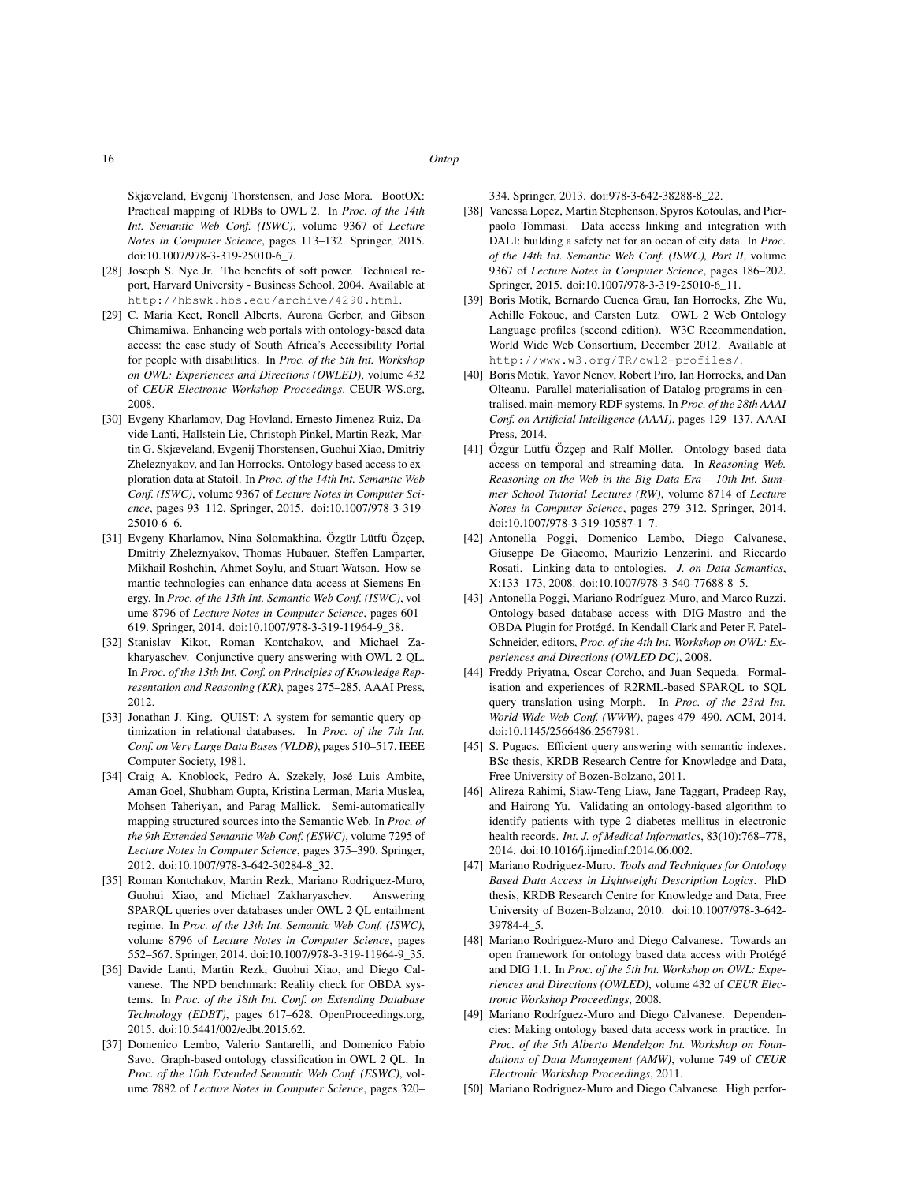Skjæveland, Evgenij Thorstensen, and Jose Mora. BootOX: Practical mapping of RDBs to OWL 2. In *Proc. of the 14th Int. Semantic Web Conf. (ISWC)*, volume 9367 of *Lecture Notes in Computer Science*, pages 113–132. Springer, 2015. doi:10.1007/978-3-319-25010-6_7.

[28] Joseph S. Nye Jr. The benefits of soft power. Technical report, Harvard University - Business School, 2004. Available at `http://hbswk.hbs.edu/archive/4290.html`.

[29] C. Maria Keet, Ronell Alberts, Aurona Gerber, and Gibson Chimamiwa. Enhancing web portals with ontology-based data access: the case study of South Africa's Accessibility Portal for people with disabilities. In *Proc. of the 5th Int. Workshop on OWL: Experiences and Directions (OWLED)*, volume 432 of *CEUR Electronic Workshop Proceedings*. CEUR-WS.org, 2008.

[30] Evgeny Kharlamov, Dag Hovland, Ernesto Jimenez-Ruiz, Davide Lanti, Hallstein Lie, Christoph Pinkel, Martin Rezk, Martin G. Skjæveland, Evgenij Thorstensen, Guohui Xiao, Dmitriy Zheleznyakov, and Ian Horrocks. Ontology based access to exploration data at Statoil. In *Proc. of the 14th Int. Semantic Web Conf. (ISWC)*, volume 9367 of *Lecture Notes in Computer Science*, pages 93–112. Springer, 2015. doi:10.1007/978-3-319-25010-6_6.

[31] Evgeny Kharlamov, Nina Solomakhina, Özgür Lütfü Özçep, Dmitriy Zheleznyakov, Thomas Hubauer, Steffen Lamparter, Mikhail Roshchin, Ahmet Soylu, and Stuart Watson. How semantic technologies can enhance data access at Siemens Energy. In *Proc. of the 13th Int. Semantic Web Conf. (ISWC)*, volume 8796 of *Lecture Notes in Computer Science*, pages 601–619. Springer, 2014. doi:10.1007/978-3-319-11964-9_38.

[32] Stanislav Kikot, Roman Kontchakov, and Michael Zakharyaschev. Conjunctive query answering with OWL 2 QL. In *Proc. of the 13th Int. Conf. on Principles of Knowledge Representation and Reasoning (KR)*, pages 275–285. AAAI Press, 2012.

[33] Jonathan J. King. QUIST: A system for semantic query optimization in relational databases. In *Proc. of the 7th Int. Conf. on Very Large Data Bases (VLDB)*, pages 510–517. IEEE Computer Society, 1981.

[34] Craig A. Knoblock, Pedro A. Szekely, José Luis Ambite, Aman Goel, Shubham Gupta, Kristina Lerman, Maria Muslea, Mohsen Taheriyan, and Parag Mallick. Semi-automatically mapping structured sources into the Semantic Web. In *Proc. of the 9th Extended Semantic Web Conf. (ESWC)*, volume 7295 of *Lecture Notes in Computer Science*, pages 375–390. Springer, 2012. doi:10.1007/978-3-642-30284-8_32.

[35] Roman Kontchakov, Martin Rezk, Mariano Rodriguez-Muro, Guohui Xiao, and Michael Zakharyaschev. Answering SPARQL queries over databases under OWL 2 QL entailment regime. In *Proc. of the 13th Int. Semantic Web Conf. (ISWC)*, volume 8796 of *Lecture Notes in Computer Science*, pages 552–567. Springer, 2014. doi:10.1007/978-3-319-11964-9_35.

[36] Davide Lanti, Martin Rezk, Guohui Xiao, and Diego Calvanese. The NPD benchmark: Reality check for OBDA systems. In *Proc. of the 18th Int. Conf. on Extending Database Technology (EDBT)*, pages 617–628. OpenProceedings.org, 2015. doi:10.5441/002/edbt.2015.62.

[37] Domenico Lembo, Valerio Santarelli, and Domenico Fabio Savo. Graph-based ontology classification in OWL 2 QL. In *Proc. of the 10th Extended Semantic Web Conf. (ESWC)*, volume 7882 of *Lecture Notes in Computer Science*, pages 320–334. Springer, 2013. doi:978-3-642-38288-8_22.

[38] Vanessa Lopez, Martin Stephenson, Spyros Kotoulas, and Pierpaolo Tommasi. Data access linking and integration with DALI: building a safety net for an ocean of city data. In *Proc. of the 14th Int. Semantic Web Conf. (ISWC), Part II*, volume 9367 of *Lecture Notes in Computer Science*, pages 186–202. Springer, 2015. doi:10.1007/978-3-319-25010-6_11.

[39] Boris Motik, Bernardo Cuenca Grau, Ian Horrocks, Zhe Wu, Achille Fokoue, and Carsten Lutz. OWL 2 Web Ontology Language profiles (second edition). W3C Recommendation, World Wide Web Consortium, December 2012. Available at `http://www.w3.org/TR/owl2-profiles/`.

[40] Boris Motik, Yavor Nenov, Robert Piro, Ian Horrocks, and Dan Olteanu. Parallel materialisation of Datalog programs in centralised, main-memory RDF systems. In *Proc. of the 28th AAAI Conf. on Artificial Intelligence (AAAI)*, pages 129–137. AAAI Press, 2014.

[41] Özgür Lütfü Özçep and Ralf Möller. Ontology based data access on temporal and streaming data. In *Reasoning Web. Reasoning on the Web in the Big Data Era – 10th Int. Summer School Tutorial Lectures (RW)*, volume 8714 of *Lecture Notes in Computer Science*, pages 279–312. Springer, 2014. doi:10.1007/978-3-319-10587-1_7.

[42] Antonella Poggi, Domenico Lembo, Diego Calvanese, Giuseppe De Giacomo, Maurizio Lenzerini, and Riccardo Rosati. Linking data to ontologies. *J. on Data Semantics*, X:133–173, 2008. doi:10.1007/978-3-540-77688-8_5.

[43] Antonella Poggi, Mariano Rodríguez-Muro, and Marco Ruzzi. Ontology-based database access with DIG-Mastro and the OBDA Plugin for Protégé. In Kendall Clark and Peter F. Patel-Schneider, editors, *Proc. of the 4th Int. Workshop on OWL: Experiences and Directions (OWLED DC)*, 2008.

[44] Freddy Priyatna, Oscar Corcho, and Juan Sequeda. Formalisation and experiences of R2RML-based SPARQL to SQL query translation using Morph. In *Proc. of the 23rd Int. World Wide Web Conf. (WWW)*, pages 479–490. ACM, 2014. doi:10.1145/2566486.2567981.

[45] S. Pugacs. Efficient query answering with semantic indexes. BSc thesis, KRDB Research Centre for Knowledge and Data, Free University of Bozen-Bolzano, 2011.

[46] Alireza Rahimi, Siaw-Teng Liaw, Jane Taggart, Pradeep Ray, and Hairong Yu. Validating an ontology-based algorithm to identify patients with type 2 diabetes mellitus in electronic health records. *Int. J. of Medical Informatics*, 83(10):768–778, 2014. doi:10.1016/j.ijmedinf.2014.06.002.

[47] Mariano Rodriguez-Muro. *Tools and Techniques for Ontology Based Data Access in Lightweight Description Logics*. PhD thesis, KRDB Research Centre for Knowledge and Data, Free University of Bozen-Bolzano, 2010. doi:10.1007/978-3-642-39784-4_5.

[48] Mariano Rodriguez-Muro and Diego Calvanese. Towards an open framework for ontology based data access with Protégé and DIG 1.1. In *Proc. of the 5th Int. Workshop on OWL: Experiences and Directions (OWLED)*, volume 432 of *CEUR Electronic Workshop Proceedings*, 2008.

[49] Mariano Rodríguez-Muro and Diego Calvanese. Dependencies: Making ontology based data access work in practice. In *Proc. of the 5th Alberto Mendelzon Int. Workshop on Foundations of Data Management (AMW)*, volume 749 of *CEUR Electronic Workshop Proceedings*, 2011.

[50] Mariano Rodriguez-Muro and Diego Calvanese. High perfor-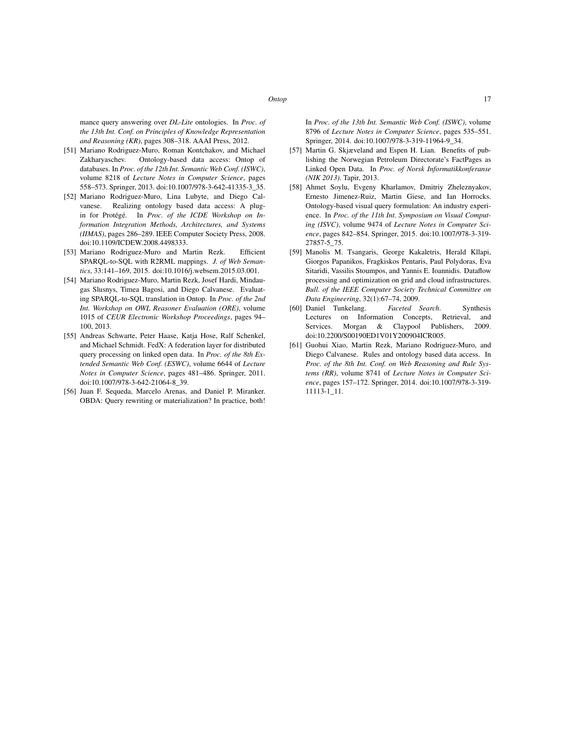mance query answering over *DL-Lite* ontologies. In *Proc. of the 13th Int. Conf. on Principles of Knowledge Representation and Reasoning (KR)*, pages 308–318. AAAI Press, 2012.

[51] Mariano Rodriguez-Muro, Roman Kontchakov, and Michael Zakharyaschev. Ontology-based data access: Ontop of databases. In *Proc. of the 12th Int. Semantic Web Conf. (ISWC)*, volume 8218 of *Lecture Notes in Computer Science*, pages 558–573. Springer, 2013. doi:10.1007/978-3-642-41335-3_35.

[52] Mariano Rodriguez-Muro, Lina Lubyte, and Diego Calvanese. Realizing ontology based data access: A plug-in for Protégé. In *Proc. of the ICDE Workshop on Information Integration Methods, Architectures, and Systems (IIMAS)*, pages 286–289. IEEE Computer Society Press, 2008. doi:10.1109/ICDEW.2008.4498333.

[53] Mariano Rodriguez-Muro and Martin Rezk. Efficient SPARQL-to-SQL with R2RML mappings. *J. of Web Semantics*, 33:141–169, 2015. doi:10.1016/j.websem.2015.03.001.

[54] Mariano Rodriguez-Muro, Martin Rezk, Josef Hardi, Mindaugas Slusnys, Timea Bagosi, and Diego Calvanese. Evaluating SPARQL-to-SQL translation in Ontop. In *Proc. of the 2nd Int. Workshop on OWL Reasoner Evaluation (ORE)*, volume 1015 of *CEUR Electronic Workshop Proceedings*, pages 94–100, 2013.

[55] Andreas Schwarte, Peter Haase, Katja Hose, Ralf Schenkel, and Michael Schmidt. FedX: A federation layer for distributed query processing on linked open data. In *Proc. of the 8th Extended Semantic Web Conf. (ESWC)*, volume 6644 of *Lecture Notes in Computer Science*, pages 481–486. Springer, 2011. doi:10.1007/978-3-642-21064-8_39.

[56] Juan F. Sequeda, Marcelo Arenas, and Daniel P. Miranker. OBDA: Query rewriting or materialization? In practice, both! In *Proc. of the 13th Int. Semantic Web Conf. (ISWC)*, volume 8796 of *Lecture Notes in Computer Science*, pages 535–551. Springer, 2014. doi:10.1007/978-3-319-11964-9_34.

[57] Martin G. Skjæveland and Espen H. Lian. Benefits of publishing the Norwegian Petroleum Directorate's FactPages as Linked Open Data. In *Proc. of Norsk Informatikkonferanse (NIK 2013)*. Tapir, 2013.

[58] Ahmet Soylu, Evgeny Kharlamov, Dmitriy Zheleznyakov, Ernesto Jimenez-Ruiz, Martin Giese, and Ian Horrocks. Ontology-based visual query formulation: An industry experience. In *Proc. of the 11th Int. Symposium on Visual Computing (ISVC)*, volume 9474 of *Lecture Notes in Computer Science*, pages 842–854. Springer, 2015. doi:10.1007/978-3-319-27857-5_75.

[59] Manolis M. Tsangaris, George Kakaletris, Herald Kllapi, Giorgos Papanikos, Fragkiskos Pentaris, Paul Polydoras, Eva Sitaridi, Vassilis Stoumpos, and Yannis E. Ioannidis. Dataflow processing and optimization on grid and cloud infrastructures. *Bull. of the IEEE Computer Society Technical Committee on Data Engineering*, 32(1):67–74, 2009.

[60] Daniel Tunkelang. *Faceted Search*. Synthesis Lectures on Information Concepts, Retrieval, and Services. Morgan & Claypool Publishers, 2009. doi:10.2200/S00190ED1V01Y200904ICR005.

[61] Guohui Xiao, Martin Rezk, Mariano Rodriguez-Muro, and Diego Calvanese. Rules and ontology based data access. In *Proc. of the 8th Int. Conf. on Web Reasoning and Rule Systems (RR)*, volume 8741 of *Lecture Notes in Computer Science*, pages 157–172. Springer, 2014. doi:10.1007/978-3-319-11113-1_11.